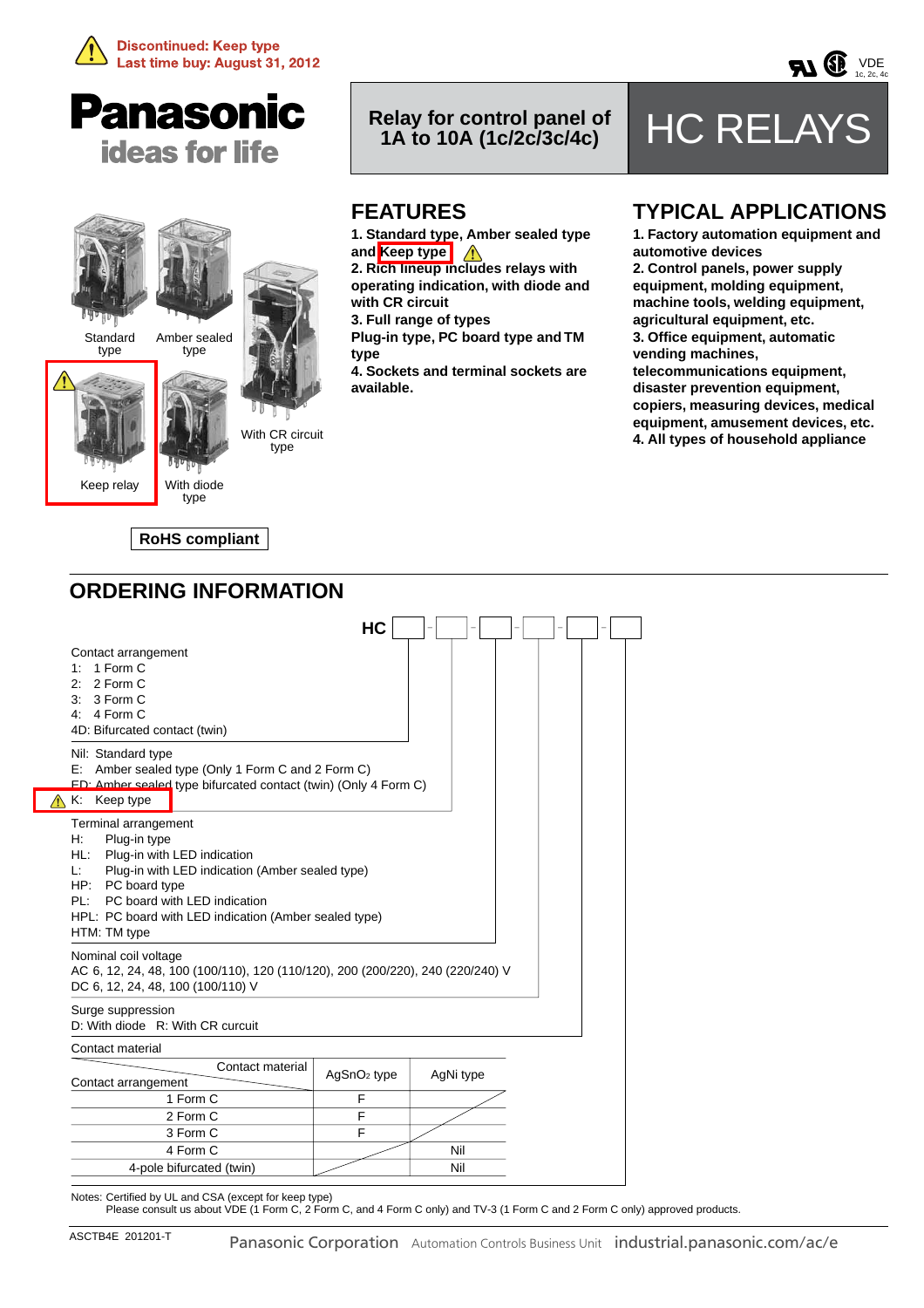⚠ Discontinued: Keep type
Last time buy: August 31, 2012

Panasonic
ideas for life

Relay for control panel of 1A to 10A (1c/2c/3c/4c)

# HC RELAYS

Standard type | Amber sealed type | With CR circuit type | ⚠ Keep relay | With diode type

**RoHS compliant**

## FEATURES

1. Standard type, Amber sealed type and Keep type ⚠
2. Rich lineup includes relays with operating indication, with diode and with CR circuit
3. Full range of types
Plug-in type, PC board type and TM type
4. Sockets and terminal sockets are available.

## TYPICAL APPLICATIONS

1. Factory automation equipment and automotive devices
2. Control panels, power supply equipment, molding equipment, machine tools, welding equipment, agricultural equipment, etc.
3. Office equipment, automatic vending machines, telecommunications equipment, disaster prevention equipment, copiers, measuring devices, medical equipment, amusement devices, etc.
4. All types of household appliance

## ORDERING INFORMATION

HC [ ] - [ ] - [ ] - [ ] - [ ] - [ ]

Contact arrangement
1: 1 Form C
2: 2 Form C
3: 3 Form C
4: 4 Form C
4D: Bifurcated contact (twin)

Nil: Standard type
E: Amber sealed type (Only 1 Form C and 2 Form C)
ED: Amber sealed type bifurcated contact (twin) (Only 4 Form C)
⚠ K: Keep type

Terminal arrangement
H: Plug-in type
HL: Plug-in with LED indication
L: Plug-in with LED indication (Amber sealed type)
HP: PC board type
PL: PC board with LED indication
HPL: PC board with LED indication (Amber sealed type)
HTM: TM type

Nominal coil voltage
AC 6, 12, 24, 48, 100 (100/110), 120 (110/120), 200 (200/220), 240 (220/240) V
DC 6, 12, 24, 48, 100 (100/110) V

Surge suppression
D: With diode R: With CR curcuit

Contact material

| Contact arrangement \ Contact material | $AgSnO_2$ type | AgNi type |
|---|---|---|
| 1 Form C | F | |
| 2 Form C | F | |
| 3 Form C | F | |
| 4 Form C | | Nil |
| 4-pole bifurcated (twin) | | Nil |

Notes: Certified by UL and CSA (except for keep type)
Please consult us about VDE (1 Form C, 2 Form C, and 4 Form C only) and TV-3 (1 Form C and 2 Form C only) approved products.

ASCTB4E 201201-T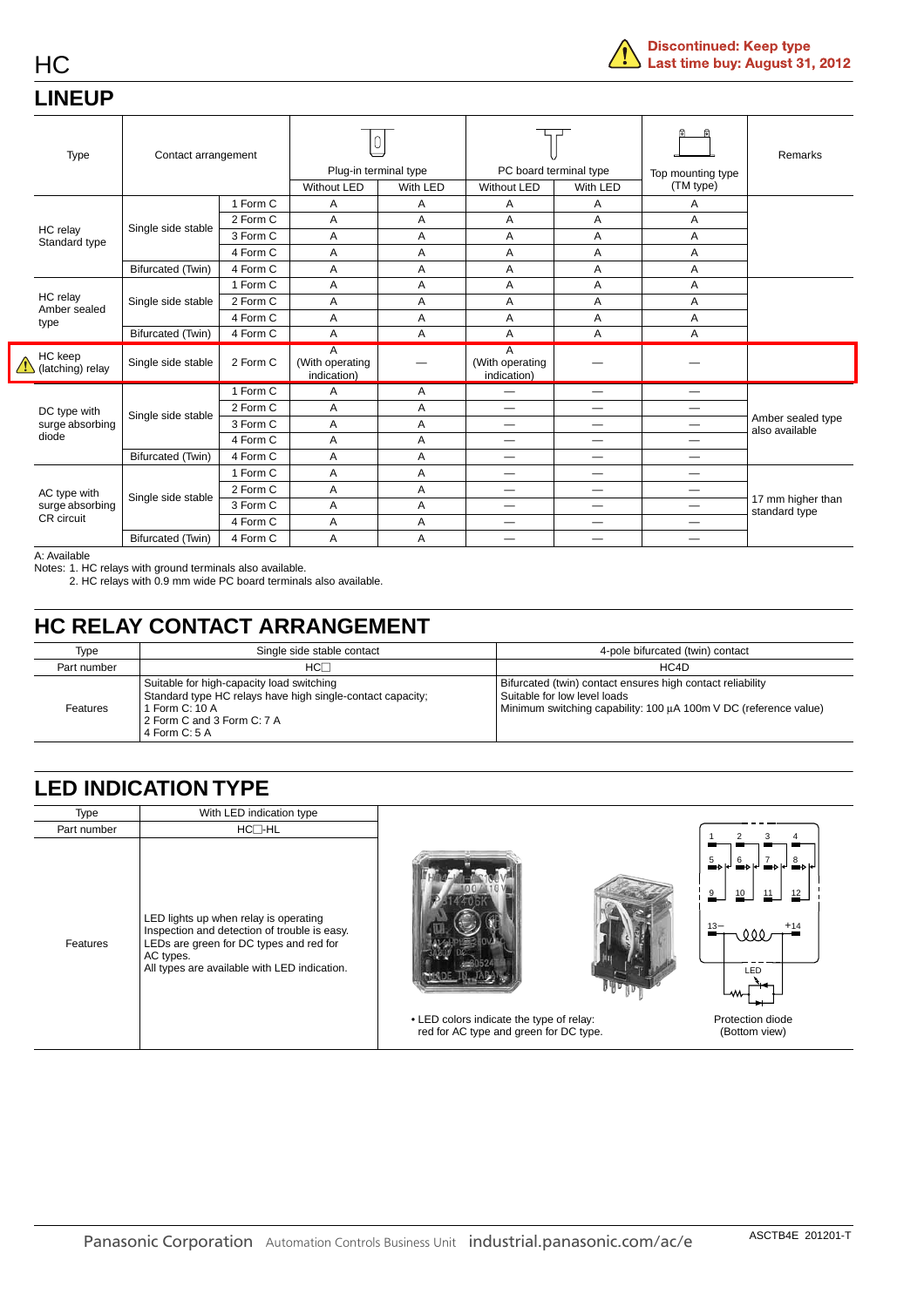Discontinued: Keep type
Last time buy: August 31, 2012

## LINEUP

| Type | Contact arrangement | | Plug-in terminal type | | PC board terminal type | | Top mounting type (TM type) | Remarks |
|---|---|---|---|---|---|---|---|---|
| | | | Without LED | With LED | Without LED | With LED | | |
| HC relay Standard type | Single side stable | 1 Form C | A | A | A | A | A | |
| | | 2 Form C | A | A | A | A | A | |
| | | 3 Form C | A | A | A | A | A | |
| | | 4 Form C | A | A | A | A | A | |
| | Bifurcated (Twin) | 4 Form C | A | A | A | A | A | |
| HC relay Amber sealed type | Single side stable | 1 Form C | A | A | A | A | A | |
| | | 2 Form C | A | A | A | A | A | |
| | | 4 Form C | A | A | A | A | A | |
| | Bifurcated (Twin) | 4 Form C | A | A | A | A | A | |
| HC keep (latching) relay | Single side stable | 2 Form C | A (With operating indication) | — | A (With operating indication) | — | — | |
| DC type with surge absorbing diode | Single side stable | 1 Form C | A | A | — | — | — | Amber sealed type also available |
| | | 2 Form C | A | A | — | — | — | |
| | | 3 Form C | A | A | — | — | — | |
| | | 4 Form C | A | A | — | — | — | |
| | Bifurcated (Twin) | 4 Form C | A | A | — | — | — | |
| AC type with surge absorbing CR circuit | Single side stable | 1 Form C | A | A | — | — | — | 17 mm higher than standard type |
| | | 2 Form C | A | A | — | — | — | |
| | | 3 Form C | A | A | — | — | — | |
| | | 4 Form C | A | A | — | — | — | |
| | Bifurcated (Twin) | 4 Form C | A | A | — | — | — | |

A: Available

Notes: 1. HC relays with ground terminals also available.
2. HC relays with 0.9 mm wide PC board terminals also available.

## HC RELAY CONTACT ARRANGEMENT

| Type | Single side stable contact | 4-pole bifurcated (twin) contact |
|---|---|---|
| Part number | HC□ | HC4D |
| Features | Suitable for high-capacity load switching<br>Standard type HC relays have high single-contact capacity;<br>1 Form C: 10 A<br>2 Form C and 3 Form C: 7 A<br>4 Form C: 5 A | Bifurcated (twin) contact ensures high contact reliability<br>Suitable for low level loads<br>Minimum switching capability: 100 µA 100m V DC (reference value) |

## LED INDICATION TYPE

| Type | With LED indication type |
|---|---|
| Part number | HC□-HL |
| Features | LED lights up when relay is operating<br>Inspection and detection of trouble is easy.<br>LEDs are green for DC types and red for AC types.<br>All types are available with LED indication. |

• LED colors indicate the type of relay:
red for AC type and green for DC type.

Protection diode
(Bottom view)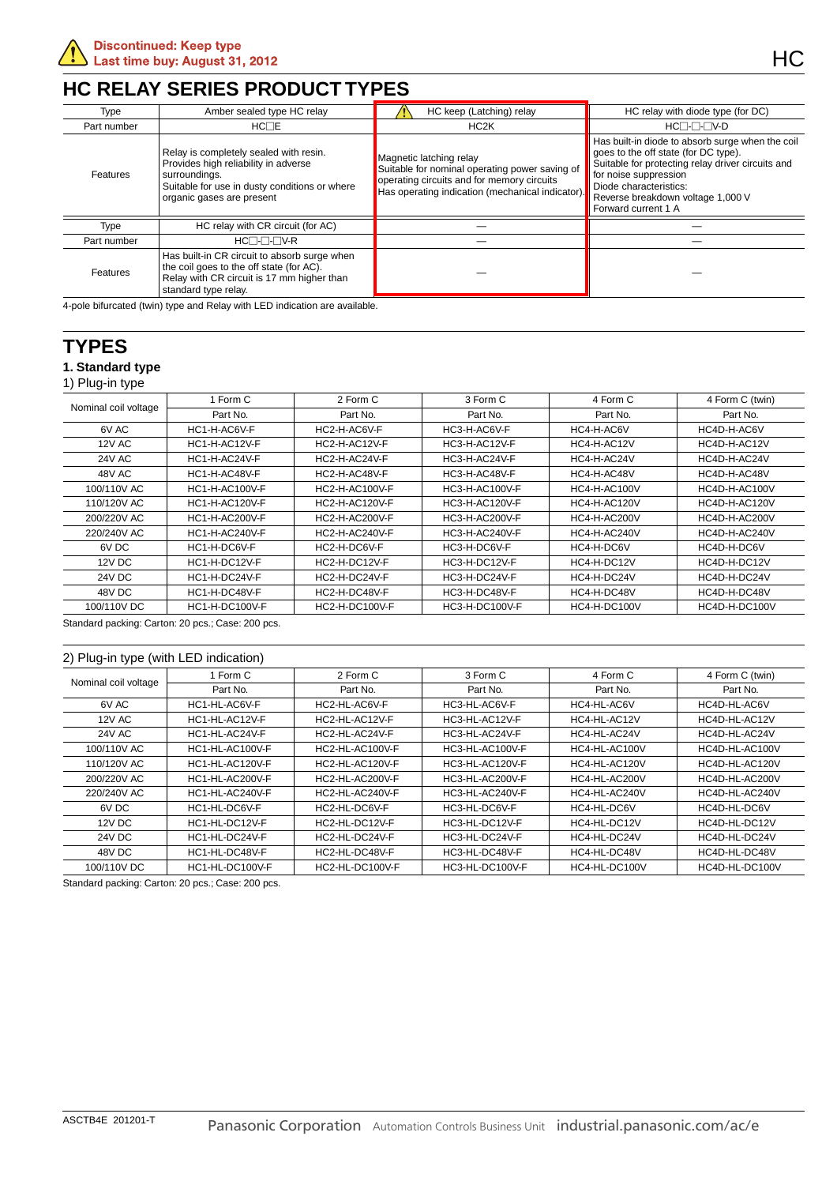Discontinued: Keep type
Last time buy: August 31, 2012

# HC RELAY SERIES PRODUCT TYPES

| Type | Amber sealed type HC relay | HC keep (Latching) relay | HC relay with diode type (for DC) |
|---|---|---|---|
| Part number | HC□E | HC2K | HC□-□-□V-D |
| Features | Relay is completely sealed with resin. Provides high reliability in adverse surroundings. Suitable for use in dusty conditions or where organic gases are present | Magnetic latching relay Suitable for nominal operating power saving of operating circuits and for memory circuits Has operating indication (mechanical indicator). | Has built-in diode to absorb surge when the coil goes to the off state (for DC type). Suitable for protecting relay driver circuits and for noise suppression Diode characteristics: Reverse breakdown voltage 1,000 V Forward current 1 A |
| Type | HC relay with CR circuit (for AC) | — | — |
| Part number | HC□-□-□V-R | — | — |
| Features | Has built-in CR circuit to absorb surge when the coil goes to the off state (for AC). Relay with CR circuit is 17 mm higher than standard type relay. | — | — |

4-pole bifurcated (twin) type and Relay with LED indication are available.

# TYPES

### 1. Standard type

1) Plug-in type

| Nominal coil voltage | 1 Form C | 2 Form C | 3 Form C | 4 Form C | 4 Form C (twin) |
|---|---|---|---|---|---|
| | Part No. | Part No. | Part No. | Part No. | Part No. |
| 6V AC | HC1-H-AC6V-F | HC2-H-AC6V-F | HC3-H-AC6V-F | HC4-H-AC6V | HC4D-H-AC6V |
| 12V AC | HC1-H-AC12V-F | HC2-H-AC12V-F | HC3-H-AC12V-F | HC4-H-AC12V | HC4D-H-AC12V |
| 24V AC | HC1-H-AC24V-F | HC2-H-AC24V-F | HC3-H-AC24V-F | HC4-H-AC24V | HC4D-H-AC24V |
| 48V AC | HC1-H-AC48V-F | HC2-H-AC48V-F | HC3-H-AC48V-F | HC4-H-AC48V | HC4D-H-AC48V |
| 100/110V AC | HC1-H-AC100V-F | HC2-H-AC100V-F | HC3-H-AC100V-F | HC4-H-AC100V | HC4D-H-AC100V |
| 110/120V AC | HC1-H-AC120V-F | HC2-H-AC120V-F | HC3-H-AC120V-F | HC4-H-AC120V | HC4D-H-AC120V |
| 200/220V AC | HC1-H-AC200V-F | HC2-H-AC200V-F | HC3-H-AC200V-F | HC4-H-AC200V | HC4D-H-AC200V |
| 220/240V AC | HC1-H-AC240V-F | HC2-H-AC240V-F | HC3-H-AC240V-F | HC4-H-AC240V | HC4D-H-AC240V |
| 6V DC | HC1-H-DC6V-F | HC2-H-DC6V-F | HC3-H-DC6V-F | HC4-H-DC6V | HC4D-H-DC6V |
| 12V DC | HC1-H-DC12V-F | HC2-H-DC12V-F | HC3-H-DC12V-F | HC4-H-DC12V | HC4D-H-DC12V |
| 24V DC | HC1-H-DC24V-F | HC2-H-DC24V-F | HC3-H-DC24V-F | HC4-H-DC24V | HC4D-H-DC24V |
| 48V DC | HC1-H-DC48V-F | HC2-H-DC48V-F | HC3-H-DC48V-F | HC4-H-DC48V | HC4D-H-DC48V |
| 100/110V DC | HC1-H-DC100V-F | HC2-H-DC100V-F | HC3-H-DC100V-F | HC4-H-DC100V | HC4D-H-DC100V |

Standard packing: Carton: 20 pcs.; Case: 200 pcs.

2) Plug-in type (with LED indication)

| Nominal coil voltage | 1 Form C | 2 Form C | 3 Form C | 4 Form C | 4 Form C (twin) |
|---|---|---|---|---|---|
| | Part No. | Part No. | Part No. | Part No. | Part No. |
| 6V AC | HC1-HL-AC6V-F | HC2-HL-AC6V-F | HC3-HL-AC6V-F | HC4-HL-AC6V | HC4D-HL-AC6V |
| 12V AC | HC1-HL-AC12V-F | HC2-HL-AC12V-F | HC3-HL-AC12V-F | HC4-HL-AC12V | HC4D-HL-AC12V |
| 24V AC | HC1-HL-AC24V-F | HC2-HL-AC24V-F | HC3-HL-AC24V-F | HC4-HL-AC24V | HC4D-HL-AC24V |
| 100/110V AC | HC1-HL-AC100V-F | HC2-HL-AC100V-F | HC3-HL-AC100V-F | HC4-HL-AC100V | HC4D-HL-AC100V |
| 110/120V AC | HC1-HL-AC120V-F | HC2-HL-AC120V-F | HC3-HL-AC120V-F | HC4-HL-AC120V | HC4D-HL-AC120V |
| 200/220V AC | HC1-HL-AC200V-F | HC2-HL-AC200V-F | HC3-HL-AC200V-F | HC4-HL-AC200V | HC4D-HL-AC200V |
| 220/240V AC | HC1-HL-AC240V-F | HC2-HL-AC240V-F | HC3-HL-AC240V-F | HC4-HL-AC240V | HC4D-HL-AC240V |
| 6V DC | HC1-HL-DC6V-F | HC2-HL-DC6V-F | HC3-HL-DC6V-F | HC4-HL-DC6V | HC4D-HL-DC6V |
| 12V DC | HC1-HL-DC12V-F | HC2-HL-DC12V-F | HC3-HL-DC12V-F | HC4-HL-DC12V | HC4D-HL-DC12V |
| 24V DC | HC1-HL-DC24V-F | HC2-HL-DC24V-F | HC3-HL-DC24V-F | HC4-HL-DC24V | HC4D-HL-DC24V |
| 48V DC | HC1-HL-DC48V-F | HC2-HL-DC48V-F | HC3-HL-DC48V-F | HC4-HL-DC48V | HC4D-HL-DC48V |
| 100/110V DC | HC1-HL-DC100V-F | HC2-HL-DC100V-F | HC3-HL-DC100V-F | HC4-HL-DC100V | HC4D-HL-DC100V |

Standard packing: Carton: 20 pcs.; Case: 200 pcs.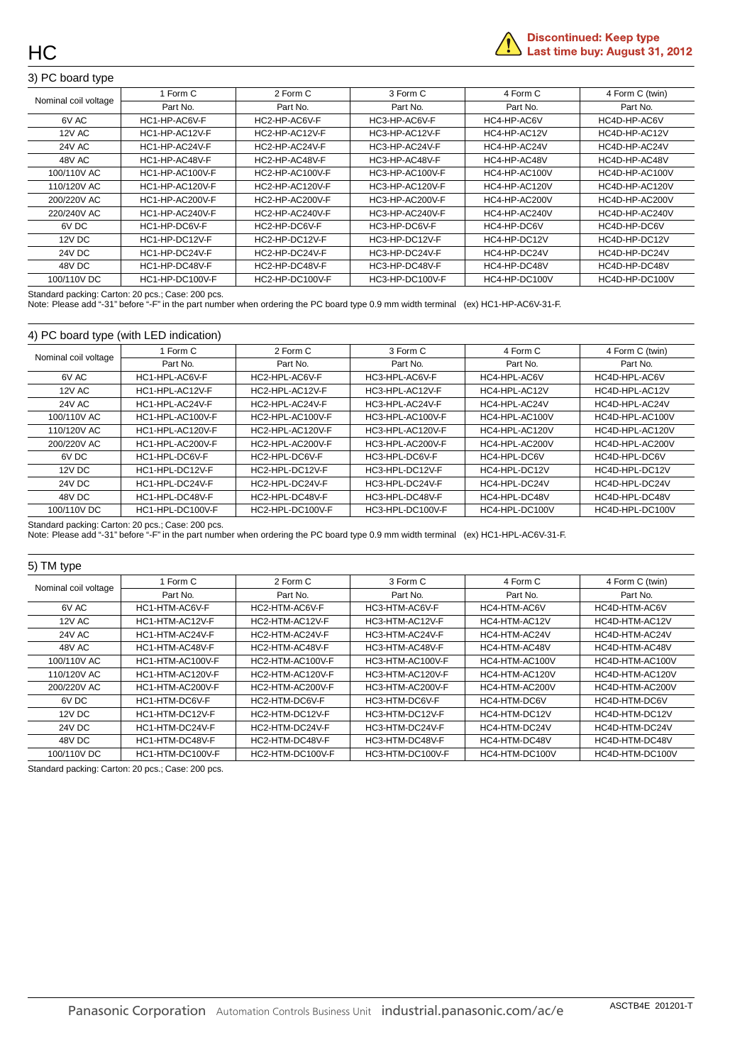Discontinued: Keep type
Last time buy: August 31, 2012

### 3) PC board type

| Nominal coil voltage | 1 Form C | 2 Form C | 3 Form C | 4 Form C | 4 Form C (twin) |
|---|---|---|---|---|---|
| | Part No. | Part No. | Part No. | Part No. | Part No. |
| 6V AC | HC1-HP-AC6V-F | HC2-HP-AC6V-F | HC3-HP-AC6V-F | HC4-HP-AC6V | HC4D-HP-AC6V |
| 12V AC | HC1-HP-AC12V-F | HC2-HP-AC12V-F | HC3-HP-AC12V-F | HC4-HP-AC12V | HC4D-HP-AC12V |
| 24V AC | HC1-HP-AC24V-F | HC2-HP-AC24V-F | HC3-HP-AC24V-F | HC4-HP-AC24V | HC4D-HP-AC24V |
| 48V AC | HC1-HP-AC48V-F | HC2-HP-AC48V-F | HC3-HP-AC48V-F | HC4-HP-AC48V | HC4D-HP-AC48V |
| 100/110V AC | HC1-HP-AC100V-F | HC2-HP-AC100V-F | HC3-HP-AC100V-F | HC4-HP-AC100V | HC4D-HP-AC100V |
| 110/120V AC | HC1-HP-AC120V-F | HC2-HP-AC120V-F | HC3-HP-AC120V-F | HC4-HP-AC120V | HC4D-HP-AC120V |
| 200/220V AC | HC1-HP-AC200V-F | HC2-HP-AC200V-F | HC3-HP-AC200V-F | HC4-HP-AC200V | HC4D-HP-AC200V |
| 220/240V AC | HC1-HP-AC240V-F | HC2-HP-AC240V-F | HC3-HP-AC240V-F | HC4-HP-AC240V | HC4D-HP-AC240V |
| 6V DC | HC1-HP-DC6V-F | HC2-HP-DC6V-F | HC3-HP-DC6V-F | HC4-HP-DC6V | HC4D-HP-DC6V |
| 12V DC | HC1-HP-DC12V-F | HC2-HP-DC12V-F | HC3-HP-DC12V-F | HC4-HP-DC12V | HC4D-HP-DC12V |
| 24V DC | HC1-HP-DC24V-F | HC2-HP-DC24V-F | HC3-HP-DC24V-F | HC4-HP-DC24V | HC4D-HP-DC24V |
| 48V DC | HC1-HP-DC48V-F | HC2-HP-DC48V-F | HC3-HP-DC48V-F | HC4-HP-DC48V | HC4D-HP-DC48V |
| 100/110V DC | HC1-HP-DC100V-F | HC2-HP-DC100V-F | HC3-HP-DC100V-F | HC4-HP-DC100V | HC4D-HP-DC100V |

Standard packing: Carton: 20 pcs.; Case: 200 pcs.
Note: Please add "-31" before "-F" in the part number when ordering the PC board type 0.9 mm width terminal (ex) HC1-HP-AC6V-31-F.

### 4) PC board type (with LED indication)

| Nominal coil voltage | 1 Form C | 2 Form C | 3 Form C | 4 Form C | 4 Form C (twin) |
|---|---|---|---|---|---|
| | Part No. | Part No. | Part No. | Part No. | Part No. |
| 6V AC | HC1-HPL-AC6V-F | HC2-HPL-AC6V-F | HC3-HPL-AC6V-F | HC4-HPL-AC6V | HC4D-HPL-AC6V |
| 12V AC | HC1-HPL-AC12V-F | HC2-HPL-AC12V-F | HC3-HPL-AC12V-F | HC4-HPL-AC12V | HC4D-HPL-AC12V |
| 24V AC | HC1-HPL-AC24V-F | HC2-HPL-AC24V-F | HC3-HPL-AC24V-F | HC4-HPL-AC24V | HC4D-HPL-AC24V |
| 100/110V AC | HC1-HPL-AC100V-F | HC2-HPL-AC100V-F | HC3-HPL-AC100V-F | HC4-HPL-AC100V | HC4D-HPL-AC100V |
| 110/120V AC | HC1-HPL-AC120V-F | HC2-HPL-AC120V-F | HC3-HPL-AC120V-F | HC4-HPL-AC120V | HC4D-HPL-AC120V |
| 200/220V AC | HC1-HPL-AC200V-F | HC2-HPL-AC200V-F | HC3-HPL-AC200V-F | HC4-HPL-AC200V | HC4D-HPL-AC200V |
| 6V DC | HC1-HPL-DC6V-F | HC2-HPL-DC6V-F | HC3-HPL-DC6V-F | HC4-HPL-DC6V | HC4D-HPL-DC6V |
| 12V DC | HC1-HPL-DC12V-F | HC2-HPL-DC12V-F | HC3-HPL-DC12V-F | HC4-HPL-DC12V | HC4D-HPL-DC12V |
| 24V DC | HC1-HPL-DC24V-F | HC2-HPL-DC24V-F | HC3-HPL-DC24V-F | HC4-HPL-DC24V | HC4D-HPL-DC24V |
| 48V DC | HC1-HPL-DC48V-F | HC2-HPL-DC48V-F | HC3-HPL-DC48V-F | HC4-HPL-DC48V | HC4D-HPL-DC48V |
| 100/110V DC | HC1-HPL-DC100V-F | HC2-HPL-DC100V-F | HC3-HPL-DC100V-F | HC4-HPL-DC100V | HC4D-HPL-DC100V |

Standard packing: Carton: 20 pcs.; Case: 200 pcs.
Note: Please add "-31" before "-F" in the part number when ordering the PC board type 0.9 mm width terminal (ex) HC1-HPL-AC6V-31-F.

### 5) TM type

| Nominal coil voltage | 1 Form C | 2 Form C | 3 Form C | 4 Form C | 4 Form C (twin) |
|---|---|---|---|---|---|
| | Part No. | Part No. | Part No. | Part No. | Part No. |
| 6V AC | HC1-HTM-AC6V-F | HC2-HTM-AC6V-F | HC3-HTM-AC6V-F | HC4-HTM-AC6V | HC4D-HTM-AC6V |
| 12V AC | HC1-HTM-AC12V-F | HC2-HTM-AC12V-F | HC3-HTM-AC12V-F | HC4-HTM-AC12V | HC4D-HTM-AC12V |
| 24V AC | HC1-HTM-AC24V-F | HC2-HTM-AC24V-F | HC3-HTM-AC24V-F | HC4-HTM-AC24V | HC4D-HTM-AC24V |
| 48V AC | HC1-HTM-AC48V-F | HC2-HTM-AC48V-F | HC3-HTM-AC48V-F | HC4-HTM-AC48V | HC4D-HTM-AC48V |
| 100/110V AC | HC1-HTM-AC100V-F | HC2-HTM-AC100V-F | HC3-HTM-AC100V-F | HC4-HTM-AC100V | HC4D-HTM-AC100V |
| 110/120V AC | HC1-HTM-AC120V-F | HC2-HTM-AC120V-F | HC3-HTM-AC120V-F | HC4-HTM-AC120V | HC4D-HTM-AC120V |
| 200/220V AC | HC1-HTM-AC200V-F | HC2-HTM-AC200V-F | HC3-HTM-AC200V-F | HC4-HTM-AC200V | HC4D-HTM-AC200V |
| 6V DC | HC1-HTM-DC6V-F | HC2-HTM-DC6V-F | HC3-HTM-DC6V-F | HC4-HTM-DC6V | HC4D-HTM-DC6V |
| 12V DC | HC1-HTM-DC12V-F | HC2-HTM-DC12V-F | HC3-HTM-DC12V-F | HC4-HTM-DC12V | HC4D-HTM-DC12V |
| 24V DC | HC1-HTM-DC24V-F | HC2-HTM-DC24V-F | HC3-HTM-DC24V-F | HC4-HTM-DC24V | HC4D-HTM-DC24V |
| 48V DC | HC1-HTM-DC48V-F | HC2-HTM-DC48V-F | HC3-HTM-DC48V-F | HC4-HTM-DC48V | HC4D-HTM-DC48V |
| 100/110V DC | HC1-HTM-DC100V-F | HC2-HTM-DC100V-F | HC3-HTM-DC100V-F | HC4-HTM-DC100V | HC4D-HTM-DC100V |

Standard packing: Carton: 20 pcs.; Case: 200 pcs.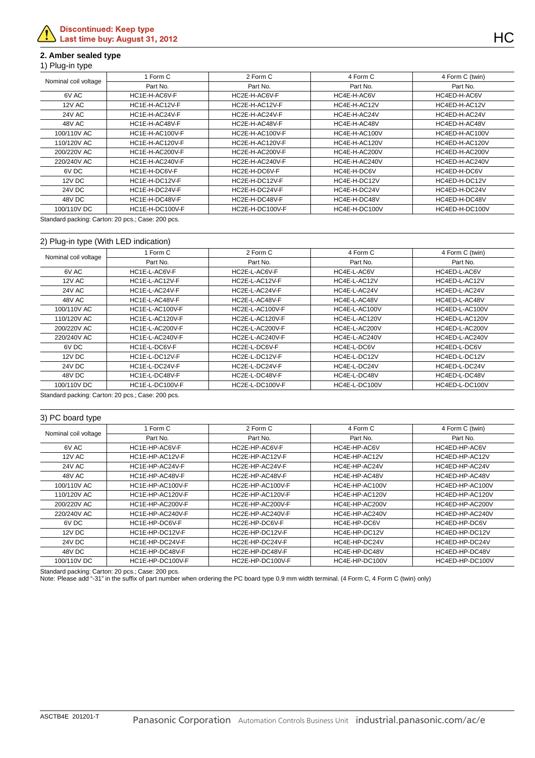**Discontinued: Keep type**
**Last time buy: August 31, 2012**

## 2. Amber sealed type

### 1) Plug-in type

| Nominal coil voltage | 1 Form C | 2 Form C | 4 Form C | 4 Form C (twin) |
|---|---|---|---|---|
| | Part No. | Part No. | Part No. | Part No. |
| 6V AC | HC1E-H-AC6V-F | HC2E-H-AC6V-F | HC4E-H-AC6V | HC4ED-H-AC6V |
| 12V AC | HC1E-H-AC12V-F | HC2E-H-AC12V-F | HC4E-H-AC12V | HC4ED-H-AC12V |
| 24V AC | HC1E-H-AC24V-F | HC2E-H-AC24V-F | HC4E-H-AC24V | HC4ED-H-AC24V |
| 48V AC | HC1E-H-AC48V-F | HC2E-H-AC48V-F | HC4E-H-AC48V | HC4ED-H-AC48V |
| 100/110V AC | HC1E-H-AC100V-F | HC2E-H-AC100V-F | HC4E-H-AC100V | HC4ED-H-AC100V |
| 110/120V AC | HC1E-H-AC120V-F | HC2E-H-AC120V-F | HC4E-H-AC120V | HC4ED-H-AC120V |
| 200/220V AC | HC1E-H-AC200V-F | HC2E-H-AC200V-F | HC4E-H-AC200V | HC4ED-H-AC200V |
| 220/240V AC | HC1E-H-AC240V-F | HC2E-H-AC240V-F | HC4E-H-AC240V | HC4ED-H-AC240V |
| 6V DC | HC1E-H-DC6V-F | HC2E-H-DC6V-F | HC4E-H-DC6V | HC4ED-H-DC6V |
| 12V DC | HC1E-H-DC12V-F | HC2E-H-DC12V-F | HC4E-H-DC12V | HC4ED-H-DC12V |
| 24V DC | HC1E-H-DC24V-F | HC2E-H-DC24V-F | HC4E-H-DC24V | HC4ED-H-DC24V |
| 48V DC | HC1E-H-DC48V-F | HC2E-H-DC48V-F | HC4E-H-DC48V | HC4ED-H-DC48V |
| 100/110V DC | HC1E-H-DC100V-F | HC2E-H-DC100V-F | HC4E-H-DC100V | HC4ED-H-DC100V |

Standard packing: Carton: 20 pcs.; Case: 200 pcs.

### 2) Plug-in type (With LED indication)

| Nominal coil voltage | 1 Form C | 2 Form C | 4 Form C | 4 Form C (twin) |
|---|---|---|---|---|
| | Part No. | Part No. | Part No. | Part No. |
| 6V AC | HC1E-L-AC6V-F | HC2E-L-AC6V-F | HC4E-L-AC6V | HC4ED-L-AC6V |
| 12V AC | HC1E-L-AC12V-F | HC2E-L-AC12V-F | HC4E-L-AC12V | HC4ED-L-AC12V |
| 24V AC | HC1E-L-AC24V-F | HC2E-L-AC24V-F | HC4E-L-AC24V | HC4ED-L-AC24V |
| 48V AC | HC1E-L-AC48V-F | HC2E-L-AC48V-F | HC4E-L-AC48V | HC4ED-L-AC48V |
| 100/110V AC | HC1E-L-AC100V-F | HC2E-L-AC100V-F | HC4E-L-AC100V | HC4ED-L-AC100V |
| 110/120V AC | HC1E-L-AC120V-F | HC2E-L-AC120V-F | HC4E-L-AC120V | HC4ED-L-AC120V |
| 200/220V AC | HC1E-L-AC200V-F | HC2E-L-AC200V-F | HC4E-L-AC200V | HC4ED-L-AC200V |
| 220/240V AC | HC1E-L-AC240V-F | HC2E-L-AC240V-F | HC4E-L-AC240V | HC4ED-L-AC240V |
| 6V DC | HC1E-L-DC6V-F | HC2E-L-DC6V-F | HC4E-L-DC6V | HC4ED-L-DC6V |
| 12V DC | HC1E-L-DC12V-F | HC2E-L-DC12V-F | HC4E-L-DC12V | HC4ED-L-DC12V |
| 24V DC | HC1E-L-DC24V-F | HC2E-L-DC24V-F | HC4E-L-DC24V | HC4ED-L-DC24V |
| 48V DC | HC1E-L-DC48V-F | HC2E-L-DC48V-F | HC4E-L-DC48V | HC4ED-L-DC48V |
| 100/110V DC | HC1E-L-DC100V-F | HC2E-L-DC100V-F | HC4E-L-DC100V | HC4ED-L-DC100V |

Standard packing: Carton: 20 pcs.; Case: 200 pcs.

### 3) PC board type

| Nominal coil voltage | 1 Form C | 2 Form C | 4 Form C | 4 Form C (twin) |
|---|---|---|---|---|
| | Part No. | Part No. | Part No. | Part No. |
| 6V AC | HC1E-HP-AC6V-F | HC2E-HP-AC6V-F | HC4E-HP-AC6V | HC4ED-HP-AC6V |
| 12V AC | HC1E-HP-AC12V-F | HC2E-HP-AC12V-F | HC4E-HP-AC12V | HC4ED-HP-AC12V |
| 24V AC | HC1E-HP-AC24V-F | HC2E-HP-AC24V-F | HC4E-HP-AC24V | HC4ED-HP-AC24V |
| 48V AC | HC1E-HP-AC48V-F | HC2E-HP-AC48V-F | HC4E-HP-AC48V | HC4ED-HP-AC48V |
| 100/110V AC | HC1E-HP-AC100V-F | HC2E-HP-AC100V-F | HC4E-HP-AC100V | HC4ED-HP-AC100V |
| 110/120V AC | HC1E-HP-AC120V-F | HC2E-HP-AC120V-F | HC4E-HP-AC120V | HC4ED-HP-AC120V |
| 200/220V AC | HC1E-HP-AC200V-F | HC2E-HP-AC200V-F | HC4E-HP-AC200V | HC4ED-HP-AC200V |
| 220/240V AC | HC1E-HP-AC240V-F | HC2E-HP-AC240V-F | HC4E-HP-AC240V | HC4ED-HP-AC240V |
| 6V DC | HC1E-HP-DC6V-F | HC2E-HP-DC6V-F | HC4E-HP-DC6V | HC4ED-HP-DC6V |
| 12V DC | HC1E-HP-DC12V-F | HC2E-HP-DC12V-F | HC4E-HP-DC12V | HC4ED-HP-DC12V |
| 24V DC | HC1E-HP-DC24V-F | HC2E-HP-DC24V-F | HC4E-HP-DC24V | HC4ED-HP-DC24V |
| 48V DC | HC1E-HP-DC48V-F | HC2E-HP-DC48V-F | HC4E-HP-DC48V | HC4ED-HP-DC48V |
| 100/110V DC | HC1E-HP-DC100V-F | HC2E-HP-DC100V-F | HC4E-HP-DC100V | HC4ED-HP-DC100V |

Standard packing: Carton: 20 pcs.; Case: 200 pcs.
Note: Please add "-31" in the suffix of part number when ordering the PC board type 0.9 mm width terminal. (4 Form C, 4 Form C (twin) only)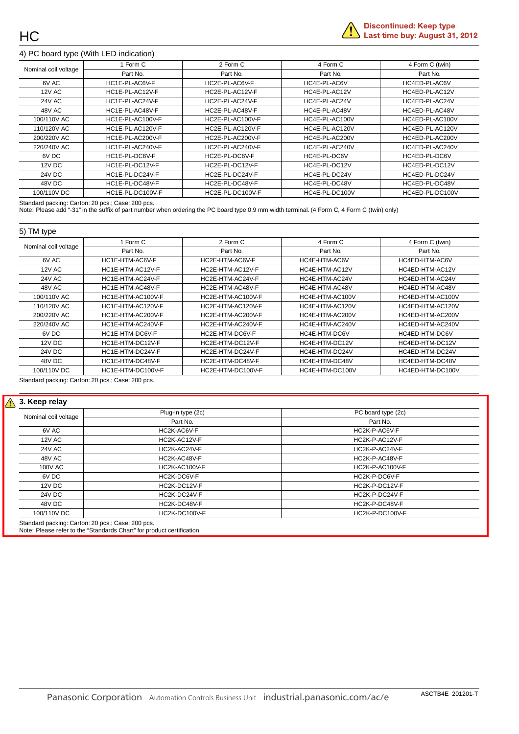Discontinued: Keep type
Last time buy: August 31, 2012

### 4) PC board type (With LED indication)

| Nominal coil voltage | 1 Form C | 2 Form C | 4 Form C | 4 Form C (twin) |
|---|---|---|---|---|
| | Part No. | Part No. | Part No. | Part No. |
| 6V AC | HC1E-PL-AC6V-F | HC2E-PL-AC6V-F | HC4E-PL-AC6V | HC4ED-PL-AC6V |
| 12V AC | HC1E-PL-AC12V-F | HC2E-PL-AC12V-F | HC4E-PL-AC12V | HC4ED-PL-AC12V |
| 24V AC | HC1E-PL-AC24V-F | HC2E-PL-AC24V-F | HC4E-PL-AC24V | HC4ED-PL-AC24V |
| 48V AC | HC1E-PL-AC48V-F | HC2E-PL-AC48V-F | HC4E-PL-AC48V | HC4ED-PL-AC48V |
| 100/110V AC | HC1E-PL-AC100V-F | HC2E-PL-AC100V-F | HC4E-PL-AC100V | HC4ED-PL-AC100V |
| 110/120V AC | HC1E-PL-AC120V-F | HC2E-PL-AC120V-F | HC4E-PL-AC120V | HC4ED-PL-AC120V |
| 200/220V AC | HC1E-PL-AC200V-F | HC2E-PL-AC200V-F | HC4E-PL-AC200V | HC4ED-PL-AC200V |
| 220/240V AC | HC1E-PL-AC240V-F | HC2E-PL-AC240V-F | HC4E-PL-AC240V | HC4ED-PL-AC240V |
| 6V DC | HC1E-PL-DC6V-F | HC2E-PL-DC6V-F | HC4E-PL-DC6V | HC4ED-PL-DC6V |
| 12V DC | HC1E-PL-DC12V-F | HC2E-PL-DC12V-F | HC4E-PL-DC12V | HC4ED-PL-DC12V |
| 24V DC | HC1E-PL-DC24V-F | HC2E-PL-DC24V-F | HC4E-PL-DC24V | HC4ED-PL-DC24V |
| 48V DC | HC1E-PL-DC48V-F | HC2E-PL-DC48V-F | HC4E-PL-DC48V | HC4ED-PL-DC48V |
| 100/110V DC | HC1E-PL-DC100V-F | HC2E-PL-DC100V-F | HC4E-PL-DC100V | HC4ED-PL-DC100V |

Standard packing: Carton: 20 pcs.; Case: 200 pcs.
Note: Please add "-31" in the suffix of part number when ordering the PC board type 0.9 mm width terminal. (4 Form C, 4 Form C (twin) only)

### 5) TM type

| Nominal coil voltage | 1 Form C | 2 Form C | 4 Form C | 4 Form C (twin) |
|---|---|---|---|---|
| | Part No. | Part No. | Part No. | Part No. |
| 6V AC | HC1E-HTM-AC6V-F | HC2E-HTM-AC6V-F | HC4E-HTM-AC6V | HC4ED-HTM-AC6V |
| 12V AC | HC1E-HTM-AC12V-F | HC2E-HTM-AC12V-F | HC4E-HTM-AC12V | HC4ED-HTM-AC12V |
| 24V AC | HC1E-HTM-AC24V-F | HC2E-HTM-AC24V-F | HC4E-HTM-AC24V | HC4ED-HTM-AC24V |
| 48V AC | HC1E-HTM-AC48V-F | HC2E-HTM-AC48V-F | HC4E-HTM-AC48V | HC4ED-HTM-AC48V |
| 100/110V AC | HC1E-HTM-AC100V-F | HC2E-HTM-AC100V-F | HC4E-HTM-AC100V | HC4ED-HTM-AC100V |
| 110/120V AC | HC1E-HTM-AC120V-F | HC2E-HTM-AC120V-F | HC4E-HTM-AC120V | HC4ED-HTM-AC120V |
| 200/220V AC | HC1E-HTM-AC200V-F | HC2E-HTM-AC200V-F | HC4E-HTM-AC200V | HC4ED-HTM-AC200V |
| 220/240V AC | HC1E-HTM-AC240V-F | HC2E-HTM-AC240V-F | HC4E-HTM-AC240V | HC4ED-HTM-AC240V |
| 6V DC | HC1E-HTM-DC6V-F | HC2E-HTM-DC6V-F | HC4E-HTM-DC6V | HC4ED-HTM-DC6V |
| 12V DC | HC1E-HTM-DC12V-F | HC2E-HTM-DC12V-F | HC4E-HTM-DC12V | HC4ED-HTM-DC12V |
| 24V DC | HC1E-HTM-DC24V-F | HC2E-HTM-DC24V-F | HC4E-HTM-DC24V | HC4ED-HTM-DC24V |
| 48V DC | HC1E-HTM-DC48V-F | HC2E-HTM-DC48V-F | HC4E-HTM-DC48V | HC4ED-HTM-DC48V |
| 100/110V DC | HC1E-HTM-DC100V-F | HC2E-HTM-DC100V-F | HC4E-HTM-DC100V | HC4ED-HTM-DC100V |

Standard packing: Carton: 20 pcs.; Case: 200 pcs.

## 3. Keep relay

| Nominal coil voltage | Plug-in type (2c) | PC board type (2c) |
|---|---|---|
| | Part No. | Part No. |
| 6V AC | HC2K-AC6V-F | HC2K-P-AC6V-F |
| 12V AC | HC2K-AC12V-F | HC2K-P-AC12V-F |
| 24V AC | HC2K-AC24V-F | HC2K-P-AC24V-F |
| 48V AC | HC2K-AC48V-F | HC2K-P-AC48V-F |
| 100V AC | HC2K-AC100V-F | HC2K-P-AC100V-F |
| 6V DC | HC2K-DC6V-F | HC2K-P-DC6V-F |
| 12V DC | HC2K-DC12V-F | HC2K-P-DC12V-F |
| 24V DC | HC2K-DC24V-F | HC2K-P-DC24V-F |
| 48V DC | HC2K-DC48V-F | HC2K-P-DC48V-F |
| 100/110V DC | HC2K-DC100V-F | HC2K-P-DC100V-F |

Standard packing: Carton: 20 pcs.; Case: 200 pcs.
Note: Please refer to the "Standards Chart" for product certification.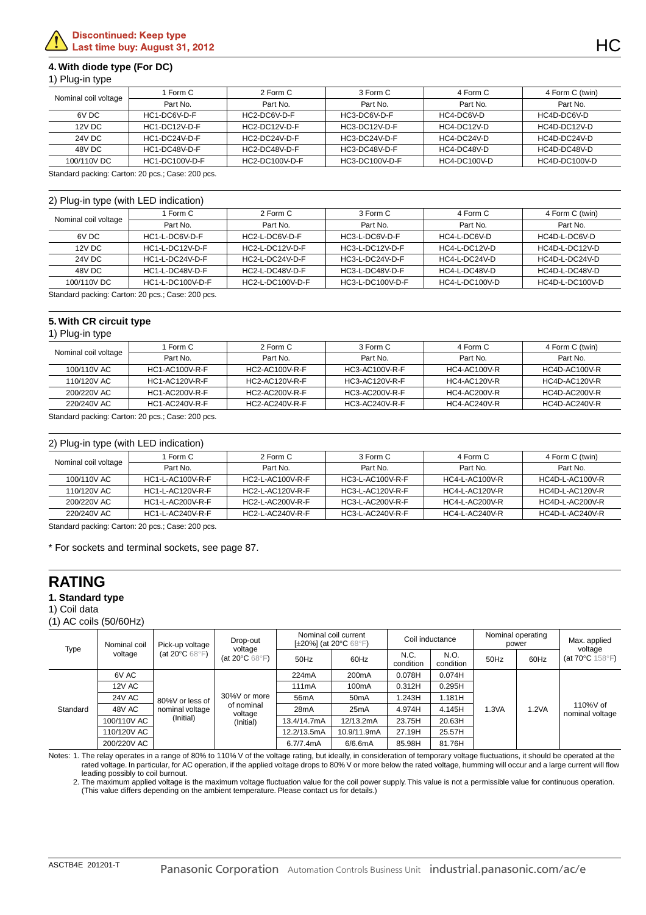**Discontinued: Keep type**
**Last time buy: August 31, 2012**

### 4. With diode type (For DC)

1) Plug-in type

| Nominal coil voltage | 1 Form C | 2 Form C | 3 Form C | 4 Form C | 4 Form C (twin) |
|---|---|---|---|---|---|
| | Part No. | Part No. | Part No. | Part No. | Part No. |
| 6V DC | HC1-DC6V-D-F | HC2-DC6V-D-F | HC3-DC6V-D-F | HC4-DC6V-D | HC4D-DC6V-D |
| 12V DC | HC1-DC12V-D-F | HC2-DC12V-D-F | HC3-DC12V-D-F | HC4-DC12V-D | HC4D-DC12V-D |
| 24V DC | HC1-DC24V-D-F | HC2-DC24V-D-F | HC3-DC24V-D-F | HC4-DC24V-D | HC4D-DC24V-D |
| 48V DC | HC1-DC48V-D-F | HC2-DC48V-D-F | HC3-DC48V-D-F | HC4-DC48V-D | HC4D-DC48V-D |
| 100/110V DC | HC1-DC100V-D-F | HC2-DC100V-D-F | HC3-DC100V-D-F | HC4-DC100V-D | HC4D-DC100V-D |

Standard packing: Carton: 20 pcs.; Case: 200 pcs.

2) Plug-in type (with LED indication)

| Nominal coil voltage | 1 Form C | 2 Form C | 3 Form C | 4 Form C | 4 Form C (twin) |
|---|---|---|---|---|---|
| | Part No. | Part No. | Part No. | Part No. | Part No. |
| 6V DC | HC1-L-DC6V-D-F | HC2-L-DC6V-D-F | HC3-L-DC6V-D-F | HC4-L-DC6V-D | HC4D-L-DC6V-D |
| 12V DC | HC1-L-DC12V-D-F | HC2-L-DC12V-D-F | HC3-L-DC12V-D-F | HC4-L-DC12V-D | HC4D-L-DC12V-D |
| 24V DC | HC1-L-DC24V-D-F | HC2-L-DC24V-D-F | HC3-L-DC24V-D-F | HC4-L-DC24V-D | HC4D-L-DC24V-D |
| 48V DC | HC1-L-DC48V-D-F | HC2-L-DC48V-D-F | HC3-L-DC48V-D-F | HC4-L-DC48V-D | HC4D-L-DC48V-D |
| 100/110V DC | HC1-L-DC100V-D-F | HC2-L-DC100V-D-F | HC3-L-DC100V-D-F | HC4-L-DC100V-D | HC4D-L-DC100V-D |

Standard packing: Carton: 20 pcs.; Case: 200 pcs.

### 5. With CR circuit type

1) Plug-in type

| Nominal coil voltage | 1 Form C | 2 Form C | 3 Form C | 4 Form C | 4 Form C (twin) |
|---|---|---|---|---|---|
| | Part No. | Part No. | Part No. | Part No. | Part No. |
| 100/110V AC | HC1-AC100V-R-F | HC2-AC100V-R-F | HC3-AC100V-R-F | HC4-AC100V-R | HC4D-AC100V-R |
| 110/120V AC | HC1-AC120V-R-F | HC2-AC120V-R-F | HC3-AC120V-R-F | HC4-AC120V-R | HC4D-AC120V-R |
| 200/220V AC | HC1-AC200V-R-F | HC2-AC200V-R-F | HC3-AC200V-R-F | HC4-AC200V-R | HC4D-AC200V-R |
| 220/240V AC | HC1-AC240V-R-F | HC2-AC240V-R-F | HC3-AC240V-R-F | HC4-AC240V-R | HC4D-AC240V-R |

Standard packing: Carton: 20 pcs.; Case: 200 pcs.

2) Plug-in type (with LED indication)

| Nominal coil voltage | 1 Form C | 2 Form C | 3 Form C | 4 Form C | 4 Form C (twin) |
|---|---|---|---|---|---|
| | Part No. | Part No. | Part No. | Part No. | Part No. |
| 100/110V AC | HC1-L-AC100V-R-F | HC2-L-AC100V-R-F | HC3-L-AC100V-R-F | HC4-L-AC100V-R | HC4D-L-AC100V-R |
| 110/120V AC | HC1-L-AC120V-R-F | HC2-L-AC120V-R-F | HC3-L-AC120V-R-F | HC4-L-AC120V-R | HC4D-L-AC120V-R |
| 200/220V AC | HC1-L-AC200V-R-F | HC2-L-AC200V-R-F | HC3-L-AC200V-R-F | HC4-L-AC200V-R | HC4D-L-AC200V-R |
| 220/240V AC | HC1-L-AC240V-R-F | HC2-L-AC240V-R-F | HC3-L-AC240V-R-F | HC4-L-AC240V-R | HC4D-L-AC240V-R |

Standard packing: Carton: 20 pcs.; Case: 200 pcs.

* For sockets and terminal sockets, see page 87.

## RATING

### 1. Standard type

1) Coil data

(1) AC coils (50/60Hz)

| Type | Nominal coil voltage | Pick-up voltage (at 20°C 68°F) | Drop-out voltage (at 20°C 68°F) | Nominal coil current [±20%] (at 20°C 68°F) | | Coil inductance | | Nominal operating power | | Max. applied voltage (at 70°C 158°F) |
|---|---|---|---|---|---|---|---|---|---|---|
| | | | | 50Hz | 60Hz | N.C. condition | N.O. condition | 50Hz | 60Hz | |
| Standard | 6V AC | 80%V or less of nominal voltage (Initial) | 30%V or more of nominal voltage (Initial) | 224mA | 200mA | 0.078H | 0.074H | 1.3VA | 1.2VA | 110%V of nominal voltage |
| | 12V AC | | | 111mA | 100mA | 0.312H | 0.295H | | | |
| | 24V AC | | | 56mA | 50mA | 1.243H | 1.181H | | | |
| | 48V AC | | | 28mA | 25mA | 4.974H | 4.145H | | | |
| | 100/110V AC | | | 13.4/14.7mA | 12/13.2mA | 23.75H | 20.63H | | | |
| | 110/120V AC | | | 12.2/13.5mA | 10.9/11.9mA | 27.19H | 25.57H | | | |
| | 200/220V AC | | | 6.7/7.4mA | 6/6.6mA | 85.98H | 81.76H | | | |

Notes: 1. The relay operates in a range of 80% to 110% V of the voltage rating, but ideally, in consideration of temporary voltage fluctuations, it should be operated at the rated voltage. In particular, for AC operation, if the applied voltage drops to 80% V or more below the rated voltage, humming will occur and a large current will flow leading possibly to coil burnout.

2. The maximum applied voltage is the maximum voltage fluctuation value for the coil power supply. This value is not a permissible value for continuous operation. (This value differs depending on the ambient temperature. Please contact us for details.)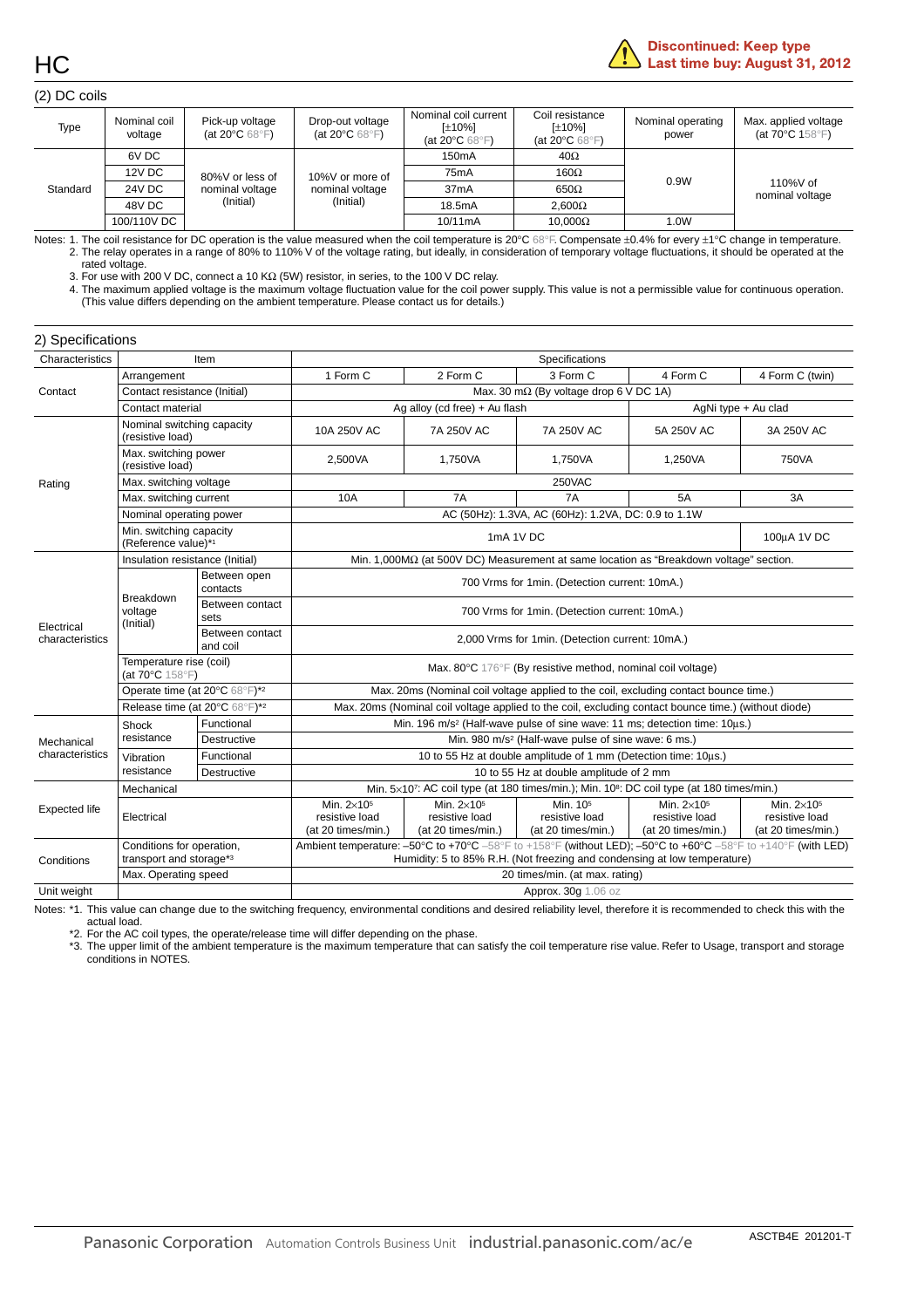HC

**Discontinued: Keep type**
**Last time buy: August 31, 2012**

(2) DC coils

| Type | Nominal coil voltage | Pick-up voltage (at 20°C 68°F) | Drop-out voltage (at 20°C 68°F) | Nominal coil current [±10%] (at 20°C 68°F) | Coil resistance [±10%] (at 20°C 68°F) | Nominal operating power | Max. applied voltage (at 70°C 158°F) |
|---|---|---|---|---|---|---|---|
| Standard | 6V DC | 80%V or less of nominal voltage (Initial) | 10%V or more of nominal voltage (Initial) | 150mA | 40Ω | 0.9W | 110%V of nominal voltage |
| | 12V DC | | | 75mA | 160Ω | | |
| | 24V DC | | | 37mA | 650Ω | | |
| | 48V DC | | | 18.5mA | 2,600Ω | | |
| | 100/110V DC | | | 10/11mA | 10,000Ω | 1.0W | |

Notes: 1. The coil resistance for DC operation is the value measured when the coil temperature is 20°C 68°F. Compensate ±0.4% for every ±1°C change in temperature.
2. The relay operates in a range of 80% to 110% V of the voltage rating, but ideally, in consideration of temporary voltage fluctuations, it should be operated at the rated voltage.
3. For use with 200 V DC, connect a 10 KΩ (5W) resistor, in series, to the 100 V DC relay.
4. The maximum applied voltage is the maximum voltage fluctuation value for the coil power supply. This value is not a permissible value for continuous operation. (This value differs depending on the ambient temperature. Please contact us for details.)

2) Specifications

| Characteristics | Item | | 1 Form C | 2 Form C | 3 Form C | 4 Form C | 4 Form C (twin) |
|---|---|---|---|---|---|---|---|
| Contact | Arrangement | | 1 Form C | 2 Form C | 3 Form C | 4 Form C | 4 Form C (twin) |
| | Contact resistance (Initial) | | Max. 30 mΩ (By voltage drop 6 V DC 1A) | | | | |
| | Contact material | | Ag alloy (cd free) + Au flash | | | AgNi type + Au clad | |
| Rating | Nominal switching capacity (resistive load) | | 10A 250V AC | 7A 250V AC | 7A 250V AC | 5A 250V AC | 3A 250V AC |
| | Max. switching power (resistive load) | | 2,500VA | 1,750VA | 1,750VA | 1,250VA | 750VA |
| | Max. switching voltage | | 250VAC | | | | |
| | Max. switching current | | 10A | 7A | 7A | 5A | 3A |
| | Nominal operating power | | AC (50Hz): 1.3VA, AC (60Hz): 1.2VA, DC: 0.9 to 1.1W | | | | |
| | Min. switching capacity (Reference value)*1 | | 1mA 1V DC | | | | 100μA 1V DC |
| Electrical characteristics | Insulation resistance (Initial) | | Min. 1,000MΩ (at 500V DC) Measurement at same location as "Breakdown voltage" section. | | | | |
| | Breakdown voltage (Initial) | Between open contacts | 700 Vrms for 1min. (Detection current: 10mA.) | | | | |
| | | Between contact sets | 700 Vrms for 1min. (Detection current: 10mA.) | | | | |
| | | Between contact and coil | 2,000 Vrms for 1min. (Detection current: 10mA.) | | | | |
| | Temperature rise (coil) (at 70°C 158°F) | | Max. 80°C 176°F (By resistive method, nominal coil voltage) | | | | |
| | Operate time (at 20°C 68°F)*2 | | Max. 20ms (Nominal coil voltage applied to the coil, excluding contact bounce time.) | | | | |
| | Release time (at 20°C 68°F)*2 | | Max. 20ms (Nominal coil voltage applied to the coil, excluding contact bounce time.) (without diode) | | | | |
| Mechanical characteristics | Shock resistance | Functional | Min. 196 m/s² (Half-wave pulse of sine wave: 11 ms; detection time: 10μs.) | | | | |
| | | Destructive | Min. 980 m/s² (Half-wave pulse of sine wave: 6 ms.) | | | | |
| | Vibration resistance | Functional | 10 to 55 Hz at double amplitude of 1 mm (Detection time: 10μs.) | | | | |
| | | Destructive | 10 to 55 Hz at double amplitude of 2 mm | | | | |
| Expected life | Mechanical | | Min. $5\times10^7$: AC coil type (at 180 times/min.); Min. $10^8$: DC coil type (at 180 times/min.) | | | | |
| | Electrical | | Min. $2\times10^5$ resistive load (at 20 times/min.) | Min. $2\times10^5$ resistive load (at 20 times/min.) | Min. $10^5$ resistive load (at 20 times/min.) | Min. $2\times10^5$ resistive load (at 20 times/min.) | Min. $2\times10^5$ resistive load (at 20 times/min.) |
| Conditions | Conditions for operation, transport and storage*3 | | Ambient temperature: –50°C to +70°C –58°F to +158°F (without LED); –50°C to +60°C –58°F to +140°F (with LED) Humidity: 5 to 85% R.H. (Not freezing and condensing at low temperature) | | | | |
| | Max. Operating speed | | 20 times/min. (at max. rating) | | | | |
| Unit weight | | | Approx. 30g 1.06 oz | | | | |

Notes: *1. This value can change due to the switching frequency, environmental conditions and desired reliability level, therefore it is recommended to check this with the actual load.
*2. For the AC coil types, the operate/release time will differ depending on the phase.
*3. The upper limit of the ambient temperature is the maximum temperature that can satisfy the coil temperature rise value. Refer to Usage, transport and storage conditions in NOTES.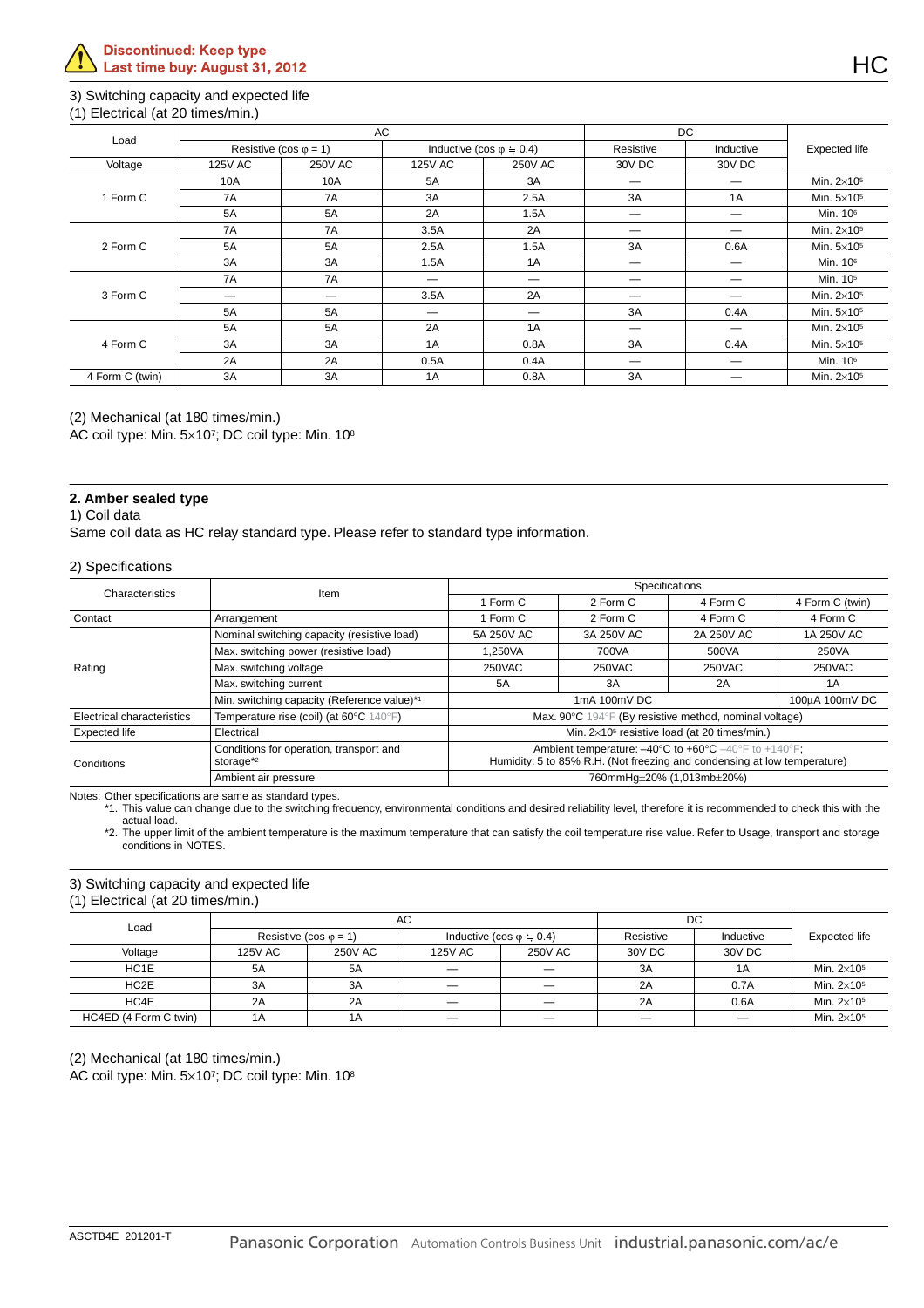**Discontinued: Keep type**
**Last time buy: August 31, 2012**

3) Switching capacity and expected life
(1) Electrical (at 20 times/min.)

| Load | AC | | | | DC | | Expected life |
|---|---|---|---|---|---|---|---|
| | Resistive (cos φ = 1) | | Inductive (cos φ ≒ 0.4) | | Resistive | Inductive | |
| Voltage | 125V AC | 250V AC | 125V AC | 250V AC | 30V DC | 30V DC | |
| 1 Form C | 10A | 10A | 5A | 3A | — | — | Min. $2\times10^5$ |
| | 7A | 7A | 3A | 2.5A | 3A | 1A | Min. $5\times10^5$ |
| | 5A | 5A | 2A | 1.5A | — | — | Min. $10^6$ |
| 2 Form C | 7A | 7A | 3.5A | 2A | — | — | Min. $2\times10^5$ |
| | 5A | 5A | 2.5A | 1.5A | 3A | 0.6A | Min. $5\times10^5$ |
| | 3A | 3A | 1.5A | 1A | — | — | Min. $10^6$ |
| 3 Form C | 7A | 7A | — | — | — | — | Min. $10^5$ |
| | — | — | 3.5A | 2A | — | — | Min. $2\times10^5$ |
| | 5A | 5A | — | — | 3A | 0.4A | Min. $5\times10^5$ |
| 4 Form C | 5A | 5A | 2A | 1A | — | — | Min. $2\times10^5$ |
| | 3A | 3A | 1A | 0.8A | 3A | 0.4A | Min. $5\times10^5$ |
| | 2A | 2A | 0.5A | 0.4A | — | — | Min. $10^6$ |
| 4 Form C (twin) | 3A | 3A | 1A | 0.8A | 3A | — | Min. $2\times10^5$ |

(2) Mechanical (at 180 times/min.)
AC coil type: Min. $5\times10^7$; DC coil type: Min. $10^8$

## 2. Amber sealed type

1) Coil data
Same coil data as HC relay standard type. Please refer to standard type information.

2) Specifications

| Characteristics | Item | Specifications | | | |
|---|---|---|---|---|---|
| | | 1 Form C | 2 Form C | 4 Form C | 4 Form C (twin) |
| Contact | Arrangement | 1 Form C | 2 Form C | 4 Form C | 4 Form C |
| Rating | Nominal switching capacity (resistive load) | 5A 250V AC | 3A 250V AC | 2A 250V AC | 1A 250V AC |
| | Max. switching power (resistive load) | 1,250VA | 700VA | 500VA | 250VA |
| | Max. switching voltage | 250VAC | 250VAC | 250VAC | 250VAC |
| | Max. switching current | 5A | 3A | 2A | 1A |
| | Min. switching capacity (Reference value)*1 | 1mA 100mV DC | | | 100µA 100mV DC |
| Electrical characteristics | Temperature rise (coil) (at 60°C 140°F) | Max. 90°C 194°F (By resistive method, nominal voltage) | | | |
| Expected life | Electrical | Min. $2\times10^5$ resistive load (at 20 times/min.) | | | |
| Conditions | Conditions for operation, transport and storage*2 | Ambient temperature: –40°C to +60°C –40°F to +140°F; Humidity: 5 to 85% R.H. (Not freezing and condensing at low temperature) | | | |
| | Ambient air pressure | 760mmHg±20% (1,013mb±20%) | | | |

Notes: Other specifications are same as standard types.
*1. This value can change due to the switching frequency, environmental conditions and desired reliability level, therefore it is recommended to check this with the actual load.
*2. The upper limit of the ambient temperature is the maximum temperature that can satisfy the coil temperature rise value. Refer to Usage, transport and storage conditions in NOTES.

3) Switching capacity and expected life
(1) Electrical (at 20 times/min.)

| Load | AC | | | | DC | | Expected life |
|---|---|---|---|---|---|---|---|
| | Resistive (cos φ = 1) | | Inductive (cos φ ≒ 0.4) | | Resistive | Inductive | |
| Voltage | 125V AC | 250V AC | 125V AC | 250V AC | 30V DC | 30V DC | |
| HC1E | 5A | 5A | — | — | 3A | 1A | Min. $2\times10^5$ |
| HC2E | 3A | 3A | — | — | 2A | 0.7A | Min. $2\times10^5$ |
| HC4E | 2A | 2A | — | — | 2A | 0.6A | Min. $2\times10^5$ |
| HC4ED (4 Form C twin) | 1A | 1A | — | — | — | — | Min. $2\times10^5$ |

(2) Mechanical (at 180 times/min.)
AC coil type: Min. $5\times10^7$; DC coil type: Min. $10^8$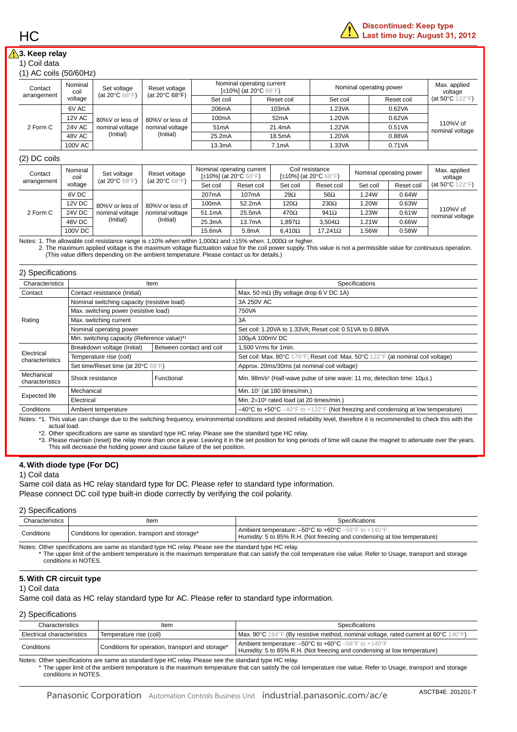HC

**Discontinued: Keep type**
**Last time buy: August 31, 2012**

### 3. Keep relay

1) Coil data

(1) AC coils (50/60Hz)

| Contact arrangement | Nominal coil voltage | Set voltage (at 20°C 68°F) | Reset voltage (at 20°C 68°F) | Nominal operating current [±10%] (at 20°C 68°F) | | Nominal operating power | | Max. applied voltage (at 50°C 122°F) |
|---|---|---|---|---|---|---|---|---|
| | | | | Set coil | Reset coil | Set coil | Reset coil | |
| 2 Form C | 6V AC | 80%V or less of nominal voltage (Initial) | 80%V or less of nominal voltage (Initial) | 206mA | 103mA | 1.23VA | 0.62VA | 110%V of nominal voltage |
| | 12V AC | | | 100mA | 52mA | 1.20VA | 0.62VA | |
| | 24V AC | | | 51mA | 21.4mA | 1.22VA | 0.51VA | |
| | 48V AC | | | 25.2mA | 18.5mA | 1.20VA | 0.88VA | |
| | 100V AC | | | 13.3mA | 7.1mA | 1.33VA | 0.71VA | |

(2) DC coils

| Contact arrangement | Nominal coil voltage | Set voltage (at 20°C 68°F) | Reset voltage (at 20°C 68°F) | Nominal operating current [±10%] (at 20°C 68°F) | | Coil resistance [±10%] (at 20°C 68°F) | | Nominal operating power | | Max. applied voltage (at 50°C 122°F) |
|---|---|---|---|---|---|---|---|---|---|---|
| | | | | Set coil | Reset coil | Set coil | Reset coil | Set coil | Reset coil | |
| 2 Form C | 6V DC | 80%V or less of nominal voltage (Initial) | 80%V or less of nominal voltage (Initial) | 207mA | 107mA | 29Ω | 56Ω | 1.24W | 0.64W | 110%V of nominal voltage |
| | 12V DC | | | 100mA | 52.2mA | 120Ω | 230Ω | 1.20W | 0.63W | |
| | 24V DC | | | 51.1mA | 25.5mA | 470Ω | 941Ω | 1.23W | 0.61W | |
| | 48V DC | | | 25.3mA | 13.7mA | 1,897Ω | 3,504Ω | 1.21W | 0.66W | |
| | 100V DC | | | 15.6mA | 5.8mA | 6,410Ω | 17,241Ω | 1.56W | 0.58W | |

Notes: 1. The allowable coil resistance range is ±10% when within 1,000Ω and ±15% when. 1,000Ω or higher.
2. The maximum applied voltage is the maximum voltage fluctuation value for the coil power supply. This value is not a permissible value for continuous operation. (This value differs depending on the ambient temperature. Please contact us for details.)

2) Specifications

| Characteristics | Item | | Specifications |
|---|---|---|---|
| Contact | Contact resistance (Initial) | | Max. 50 mΩ (By voltage drop 6 V DC 1A) |
| Rating | Nominal switching capacity (resistive load) | | 3A 250V AC |
| | Max. switching power (resistive load) | | 750VA |
| | Max. switching current | | 3A |
| | Nominal operating power | | Set coil: 1.20VA to 1.33VA; Reset coil: 0.51VA to 0.88VA |
| | Min. switching capacity (Reference value)*1 | | 100µA 100mV DC |
| Electrical characteristics | Breakdown voltage (Initial) | Between contact and coil | 1,500 Vrms for 1min. |
| | Temperature rise (coil) | | Set coil: Max. 80°C 176°F; Reset coil: Max. 50°C 122°F (at nominal coil voltage) |
| | Set time/Reset time (at 20°C 68°F) | | Approx. 20ms/30ms (at nominal coil voltage) |
| Mechanical characteristics | Shock resistance | Functional | Min. 98m/s² (Half-wave pulse of sine wave: 11 ms; detection time: 10µs.) |
| Expected life | Mechanical | | Min. $10^7$ (at 180 times/min.) |
| | Electrical | | Min. $2×10^5$ rated load (at 20 times/min.) |
| Conditions | Ambient temperature | | –40°C to +50°C –40°F to +122°F (Not freezing and condensing at low temperature) |

Notes: *1. This value can change due to the switching frequency, environmental conditions and desired reliability level, therefore it is recommended to check this with the actual load.
*2. Other specifications are same as standard type HC relay. Please see the standard type HC relay.
*3. Please maintain (reset) the relay more than once a year. Leaving it in the set position for long periods of time will cause the magnet to attenuate over the years. This will decrease the holding power and cause failure of the set position.

### 4. With diode type (For DC)

1) Coil data

Same coil data as HC relay standard type for DC. Please refer to standard type information.
Please connect DC coil type built-in diode correctly by verifying the coil polarity.

2) Specifications

| Characteristics | Item | Specifications |
|---|---|---|
| Conditions | Conditions for operation, transport and storage* | Ambient temperature: –50°C to +60°C –58°F to +140°F<br>Humidity: 5 to 85% R.H. (Not freezing and condensing at low temperature) |

Notes: Other specifications are same as standard type HC relay. Please see the standard type HC relay.
* The upper limit of the ambient temperature is the maximum temperature that can satisfy the coil temperature rise value. Refer to Usage, transport and storage conditions in NOTES.

### 5. With CR circuit type

1) Coil data

Same coil data as HC relay standard type for AC. Please refer to standard type information.

2) Specifications

| Characteristics | Item | Specifications |
|---|---|---|
| Electrical characteristics | Temperature rise (coil) | Max. 90°C 194°F (By resistive method, nominal voltage, rated current at 60°C 140°F) |
| Conditions | Conditions for operation, transport and storage* | Ambient temperature: –50°C to +60°C –58°F to +140°F<br>Humidity: 5 to 85% R.H. (Not freezing and condensing at low temperature) |

Notes: Other specifications are same as standard type HC relay. Please see the standard type HC relay.
* The upper limit of the ambient temperature is the maximum temperature that can satisfy the coil temperature rise value. Refer to Usage, transport and storage conditions in NOTES.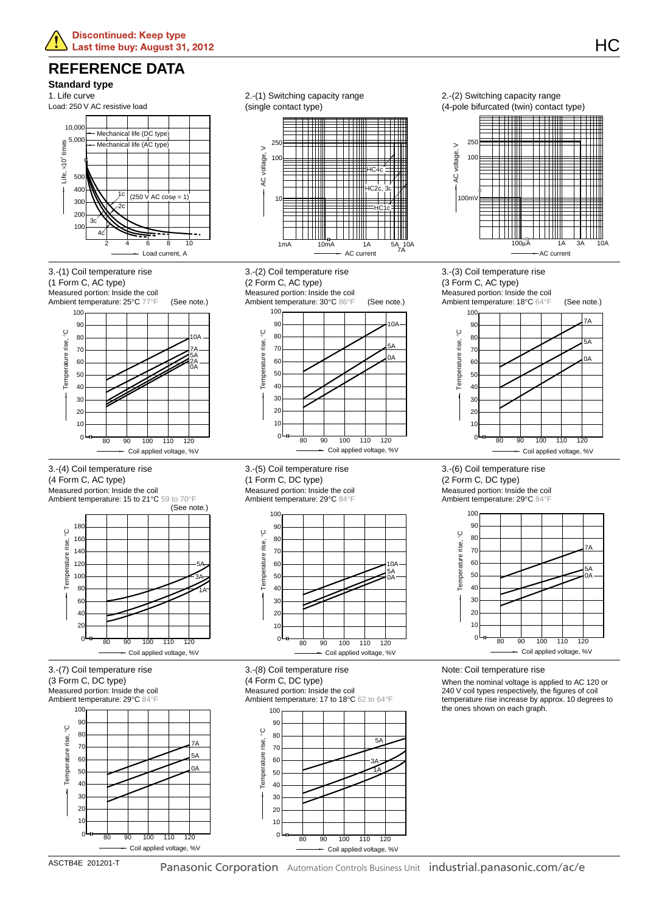Discontinued: Keep type
Last time buy: August 31, 2012

# REFERENCE DATA

## Standard type

1. Life curve
Load: 250 V AC resistive load

2.-(1) Switching capacity range
(single contact type)

2.-(2) Switching capacity range
(4-pole bifurcated (twin) contact type)

3.-(1) Coil temperature rise
(1 Form C, AC type)
Measured portion: Inside the coil
Ambient temperature: 25°C 77°F (See note.)

3.-(2) Coil temperature rise
(2 Form C, AC type)
Measured portion: Inside the coil
Ambient temperature: 30°C 86°F (See note.)

3.-(3) Coil temperature rise
(3 Form C, AC type)
Measured portion: Inside the coil
Ambient temperature: 18°C 64°F (See note.)

3.-(4) Coil temperature rise
(4 Form C, AC type)
Measured portion: Inside the coil
Ambient temperature: 15 to 21°C 59 to 70°F
(See note.)

3.-(5) Coil temperature rise
(1 Form C, DC type)
Measured portion: Inside the coil
Ambient temperature: 29°C 84°F

3.-(6) Coil temperature rise
(2 Form C, DC type)
Measured portion: Inside the coil
Ambient temperature: 29°C 84°F

3.-(7) Coil temperature rise
(3 Form C, DC type)
Measured portion: Inside the coil
Ambient temperature: 29°C 84°F

3.-(8) Coil temperature rise
(4 Form C, DC type)
Measured portion: Inside the coil
Ambient temperature: 17 to 18°C 62 to 64°F

Note: Coil temperature rise

When the nominal voltage is applied to AC 120 or 240 V coil types respectively, the figures of coil temperature rise increase by approx. 10 degrees to the ones shown on each graph.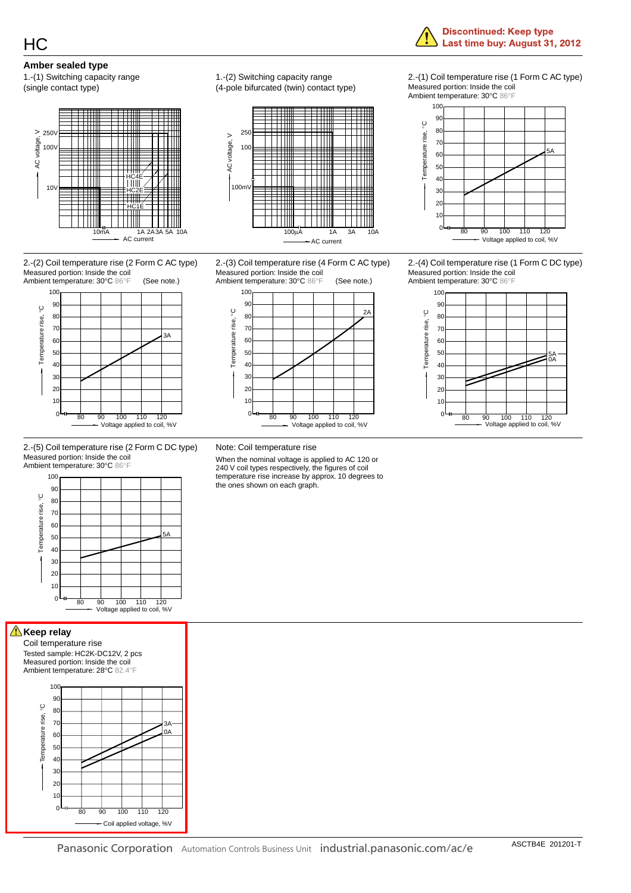Discontinued: Keep type
Last time buy: August 31, 2012

## Amber sealed type

1.-(1) Switching capacity range (single contact type)

AC voltage, V

250V
100V
10V

HC4E
HC2E
HC1E

10mA 1A 2A 3A 5A 10A

AC current

1.-(2) Switching capacity range (4-pole bifurcated (twin) contact type)

AC voltage, V

250
100
100mV

100μA 1A 3A 10A

AC current

2.-(1) Coil temperature rise (1 Form C AC type)
Measured portion: Inside the coil
Ambient temperature: 30°C 86°F

Temperature rise, °C

5A

Voltage applied to coil, %V

2.-(2) Coil temperature rise (2 Form C AC type)
Measured portion: Inside the coil
Ambient temperature: 30°C 86°F (See note.)

Temperature rise, °C

3A

Voltage applied to coil, %V

2.-(3) Coil temperature rise (4 Form C AC type)
Measured portion: Inside the coil
Ambient temperature: 30°C 86°F (See note.)

Temperature rise, °C

2A

Voltage applied to coil, %V

2.-(4) Coil temperature rise (1 Form C DC type)
Measured portion: Inside the coil
Ambient temperature: 30°C 86°F

Temperature rise, °C

5A
0A

Voltage applied to coil, %V

2.-(5) Coil temperature rise (2 Form C DC type)
Measured portion: Inside the coil
Ambient temperature: 30°C 86°F

Temperature rise, °C

5A

Voltage applied to coil, %V

Note: Coil temperature rise

When the nominal voltage is applied to AC 120 or 240 V coil types respectively, the figures of coil temperature rise increase by approx. 10 degrees to the ones shown on each graph.

### Keep relay

Coil temperature rise
Tested sample: HC2K-DC12V, 2 pcs
Measured portion: Inside the coil
Ambient temperature: 28°C 82.4°F

Temperature rise, °C

3A
0A

Coil applied voltage, %V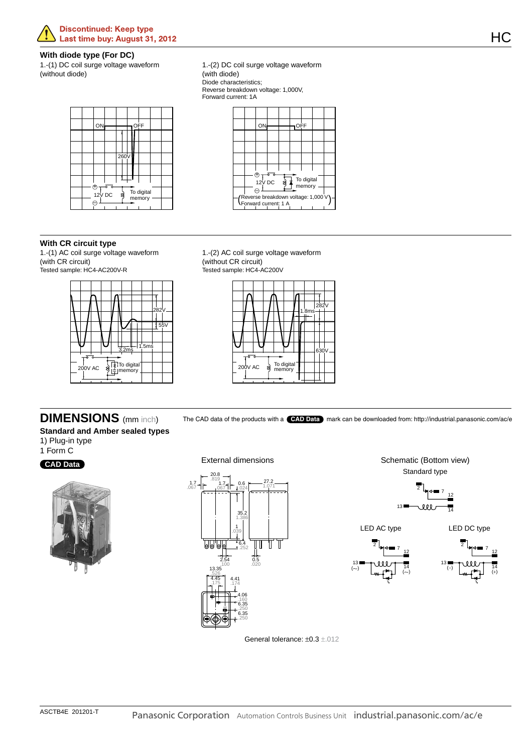**Discontinued: Keep type**
**Last time buy: August 31, 2012**

### With diode type (For DC)

1.-(1) DC coil surge voltage waveform (without diode)

ON OFF
260V
12V DC To digital memory

1.-(2) DC coil surge voltage waveform (with diode)
Diode characteristics;
Reverse breakdown voltage: 1,000V,
Forward current: 1A

ON OFF
12V DC To digital memory
(Reverse breakdown voltage: 1,000 V
Forward current: 1 A)

### With CR circuit type

1.-(1) AC coil surge voltage waveform (with CR circuit)
Tested sample: HC4-AC200V-R

282V
55V
3.2ms 1.5ms
200V AC To digital memory

1.-(2) AC coil surge voltage waveform (without CR circuit)
Tested sample: HC4-AC200V

1.8ms 282V
630V
200V AC To digital memory

## DIMENSIONS (mm inch)

The CAD data of the products with a **CAD Data** mark can be downloaded from: http://industrial.panasonic.com/ac/e

### Standard and Amber sealed types

1) Plug-in type

1 Form C

**CAD Data**

External dimensions

20.8 .819; 1.7 .067; 1.7 .067; 0.6 .024; 27.2 1.071; 35.2 1.386; 1 .039; 6.4 .252; 2.54 .100; 0.5 .020; 13.35 .526; 4.45 .175; 4.41 .174; 4.06 .160; 6.35 .250; 6.35 .250

General tolerance: ±0.3 ±.012

Schematic (Bottom view)

Standard type

2, 7, 12, 13, 14

LED AC type

2, 7, 12, 13 (~), 14 (~)

LED DC type

2, 7, 12, 13 (–), 14 (+)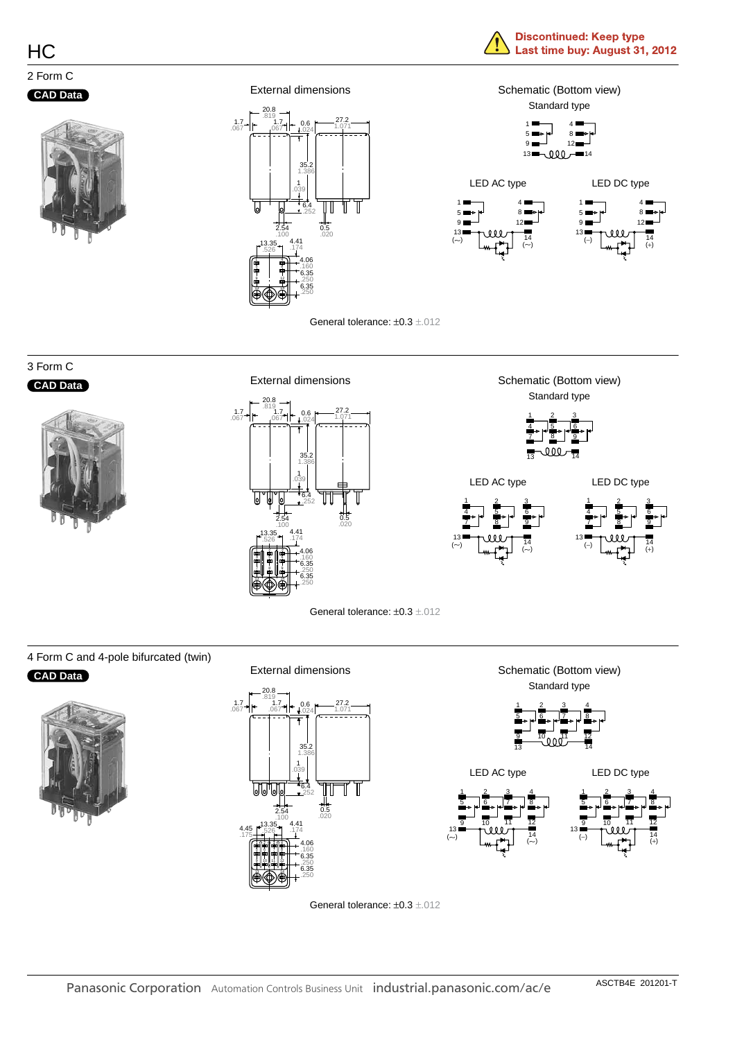# HC

**Discontinued: Keep type**
**Last time buy: August 31, 2012**

## 2 Form C

**CAD Data**

### External dimensions

20.8 .819
1.7 .067
1.7 .067
0.6 .024
27.2 1.071
35.2 1.386
1 .039
6.4 .252
2.54 .100
0.5 .020
13.35 .526
4.41 .174
4.06 .160
6.35 .250
6.35 .250

General tolerance: ±0.3 ±.012

### Schematic (Bottom view)

Standard type

LED AC type

LED DC type

## 3 Form C

**CAD Data**

### External dimensions

20.8 .819
1.7 .067
1.7 .067
0.6 .024
27.2 1.071
35.2 1.386
1 .039
6.4 .252
2.54 .100
0.5 .020
13.35 .526
4.41 .174
4.06 .160
6.35 .250
6.35 .250

General tolerance: ±0.3 ±.012

### Schematic (Bottom view)

Standard type

LED AC type

LED DC type

## 4 Form C and 4-pole bifurcated (twin)

**CAD Data**

### External dimensions

20.8 .819
1.7 .067
1.7 .067
0.6 .024
27.2 1.071
35.2 1.386
1 .039
6.4 .252
2.54 .100
0.5 .020
4.45 .175
13.35 .526
4.41 .174
4.06 .160
6.35 .250
6.35 .250

General tolerance: ±0.3 ±.012

### Schematic (Bottom view)

Standard type

LED AC type

LED DC type

Panasonic Corporation Automation Controls Business Unit industrial.panasonic.com/ac/e

ASCTB4E 201201-T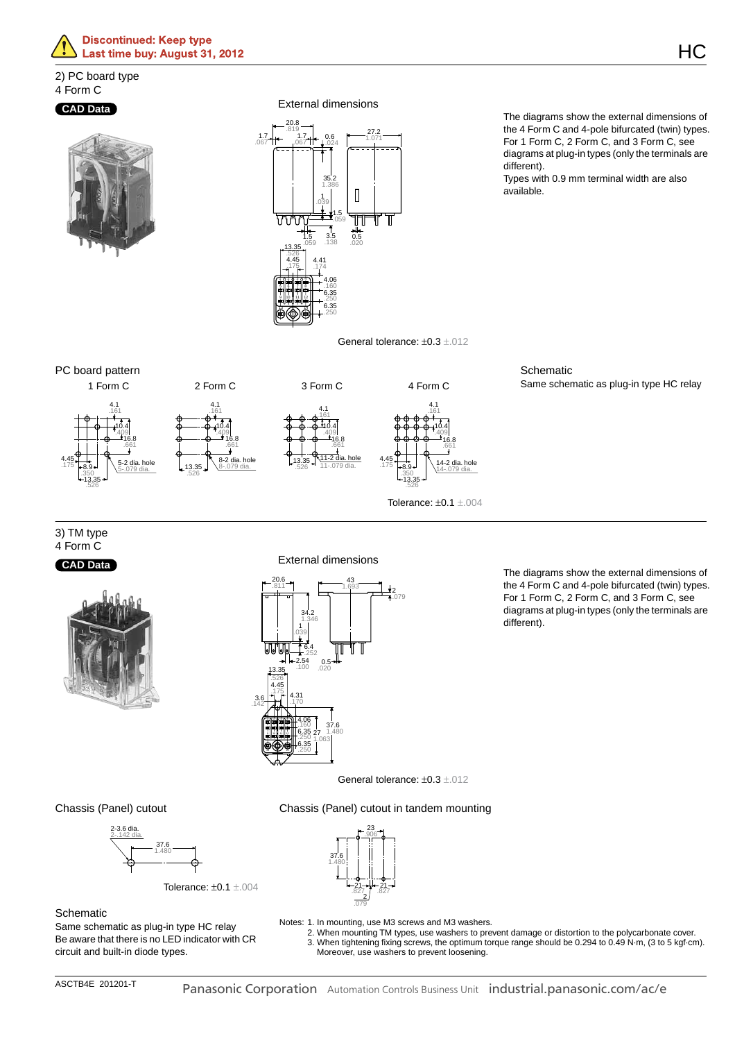**Discontinued: Keep type**
**Last time buy: August 31, 2012**

### 2) PC board type

4 Form C

**CAD Data**

#### External dimensions

The diagrams show the external dimensions of the 4 Form C and 4-pole bifurcated (twin) types. For 1 Form C, 2 Form C, and 3 Form C, see diagrams at plug-in types (only the terminals are different).

Types with 0.9 mm terminal width are also available.

General tolerance: ±0.3 ±.012

#### PC board pattern

1 Form C / 2 Form C / 3 Form C / 4 Form C

Tolerance: ±0.1 ±.004

#### Schematic

Same schematic as plug-in type HC relay

### 3) TM type

4 Form C

**CAD Data**

#### External dimensions

The diagrams show the external dimensions of the 4 Form C and 4-pole bifurcated (twin) types. For 1 Form C, 2 Form C, and 3 Form C, see diagrams at plug-in types (only the terminals are different).

General tolerance: ±0.3 ±.012

#### Chassis (Panel) cutout

Tolerance: ±0.1 ±.004

#### Chassis (Panel) cutout in tandem mounting

#### Schematic

Same schematic as plug-in type HC relay

Be aware that there is no LED indicator with CR circuit and built-in diode types.

Notes:
1. In mounting, use M3 screws and M3 washers.
2. When mounting TM types, use washers to prevent damage or distortion to the polycarbonate cover.
3. When tightening fixing screws, the optimum torque range should be 0.294 to 0.49 N·m, (3 to 5 kgf·cm). Moreover, use washers to prevent loosening.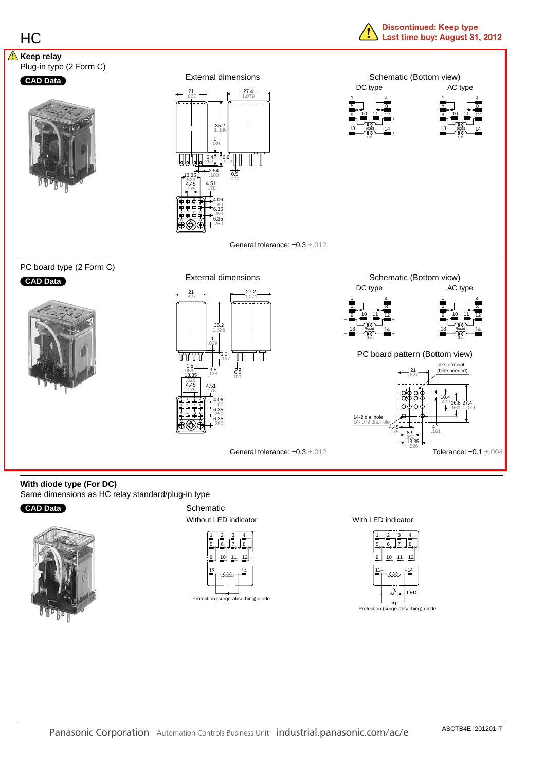# HC

**Discontinued: Keep type**
**Last time buy: August 31, 2012**

**Keep relay**

Plug-in type (2 Form C)

CAD Data

External dimensions

Schematic (Bottom view)

DC type

AC type

General tolerance: ±0.3 ±.012

PC board type (2 Form C)

CAD Data

External dimensions

Schematic (Bottom view)

DC type

AC type

PC board pattern (Bottom view)

General tolerance: ±0.3 ±.012

Tolerance: ±0.1 ±.004

**With diode type (For DC)**

Same dimensions as HC relay standard/plug-in type

CAD Data

Schematic

Without LED indicator

Protection (surge-absorbing) diode

With LED indicator

Protection (surge-absorbing) diode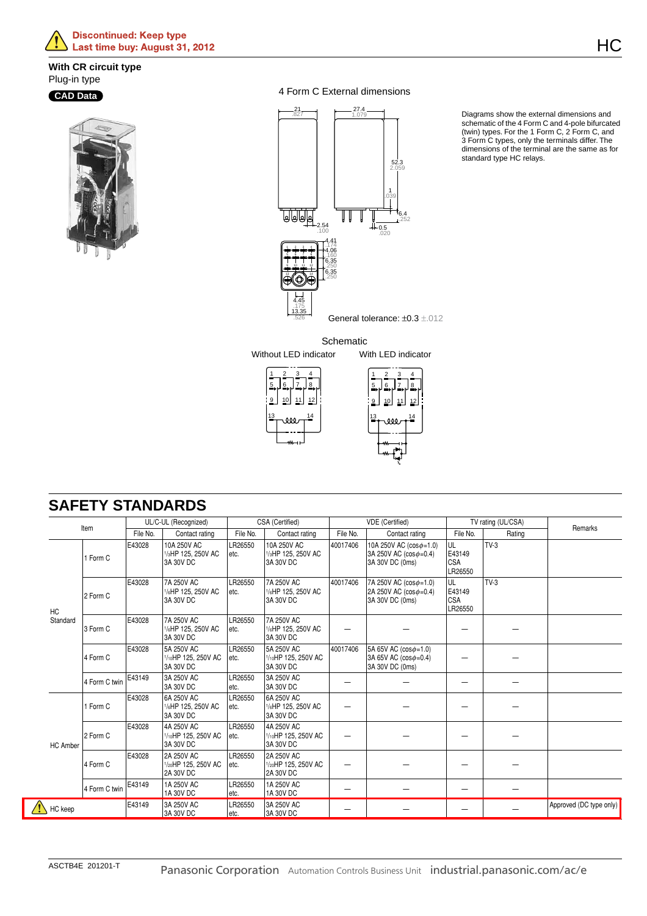Discontinued: Keep type
Last time buy: August 31, 2012

**With CR circuit type**
Plug-in type

CAD Data

4 Form C External dimensions

Diagrams show the external dimensions and schematic of the 4 Form C and 4-pole bifurcated (twin) types. For the 1 Form C, 2 Form C, and 3 Form C types, only the terminals differ. The dimensions of the terminal are the same as for standard type HC relays.

General tolerance: ±0.3 ±.012

Schematic

Without LED indicator　　With LED indicator

## SAFETY STANDARDS

| Item | | UL/C-UL (Recognized) | | CSA (Certified) | | VDE (Certified) | | TV rating (UL/CSA) | | Remarks |
|---|---|---|---|---|---|---|---|---|---|---|
| | | File No. | Contact rating | File No. | Contact rating | File No. | Contact rating | File No. | Rating | |
| HC Standard | 1 Form C | E43028 | 10A 250V AC 1/3HP 125, 250V AC 3A 30V DC | LR26550 etc. | 10A 250V AC 1/3HP 125, 250V AC 3A 30V DC | 40017406 | 10A 250V AC (cos$\phi$=1.0) 3A 250V AC (cos$\phi$=0.4) 3A 30V DC (0ms) | UL E43149 CSA LR26550 | TV-3 | |
| | 2 Form C | E43028 | 7A 250V AC 1/6HP 125, 250V AC 3A 30V DC | LR26550 etc. | 7A 250V AC 1/6HP 125, 250V AC 3A 30V DC | 40017406 | 7A 250V AC (cos$\phi$=1.0) 2A 250V AC (cos$\phi$=0.4) 3A 30V DC (0ms) | UL E43149 CSA LR26550 | TV-3 | |
| | 3 Form C | E43028 | 7A 250V AC 1/6HP 125, 250V AC 3A 30V DC | LR26550 etc. | 7A 250V AC 1/6HP 125, 250V AC 3A 30V DC | — | — | — | — | |
| | 4 Form C | E43028 | 5A 250V AC 1/10HP 125, 250V AC 3A 30V DC | LR26550 etc. | 5A 250V AC 1/10HP 125, 250V AC 3A 30V DC | 40017406 | 5A 65V AC (cos$\phi$=1.0) 3A 65V AC (cos$\phi$=0.4) 3A 30V DC (0ms) | — | — | |
| | 4 Form C twin | E43149 | 3A 250V AC 3A 30V DC | LR26550 etc. | 3A 250V AC 3A 30V DC | — | — | — | — | |
| HC Amber | 1 Form C | E43028 | 6A 250V AC 1/6HP 125, 250V AC 3A 30V DC | LR26550 etc. | 6A 250V AC 1/6HP 125, 250V AC 3A 30V DC | — | — | — | — | |
| | 2 Form C | E43028 | 4A 250V AC 1/10HP 125, 250V AC 3A 30V DC | LR26550 etc. | 4A 250V AC 1/10HP 125, 250V AC 3A 30V DC | — | — | — | — | |
| | 4 Form C | E43028 | 2A 250V AC 1/20HP 125, 250V AC 2A 30V DC | LR26550 etc. | 2A 250V AC 1/20HP 125, 250V AC 2A 30V DC | — | — | — | — | |
| | 4 Form C twin | E43149 | 1A 250V AC 1A 30V DC | LR26550 etc. | 1A 250V AC 1A 30V DC | — | — | — | — | |
| HC keep | | E43149 | 3A 250V AC 3A 30V DC | LR26550 etc. | 3A 250V AC 3A 30V DC | — | — | — | — | Approved (DC type only) |

ASCTB4E 201201-T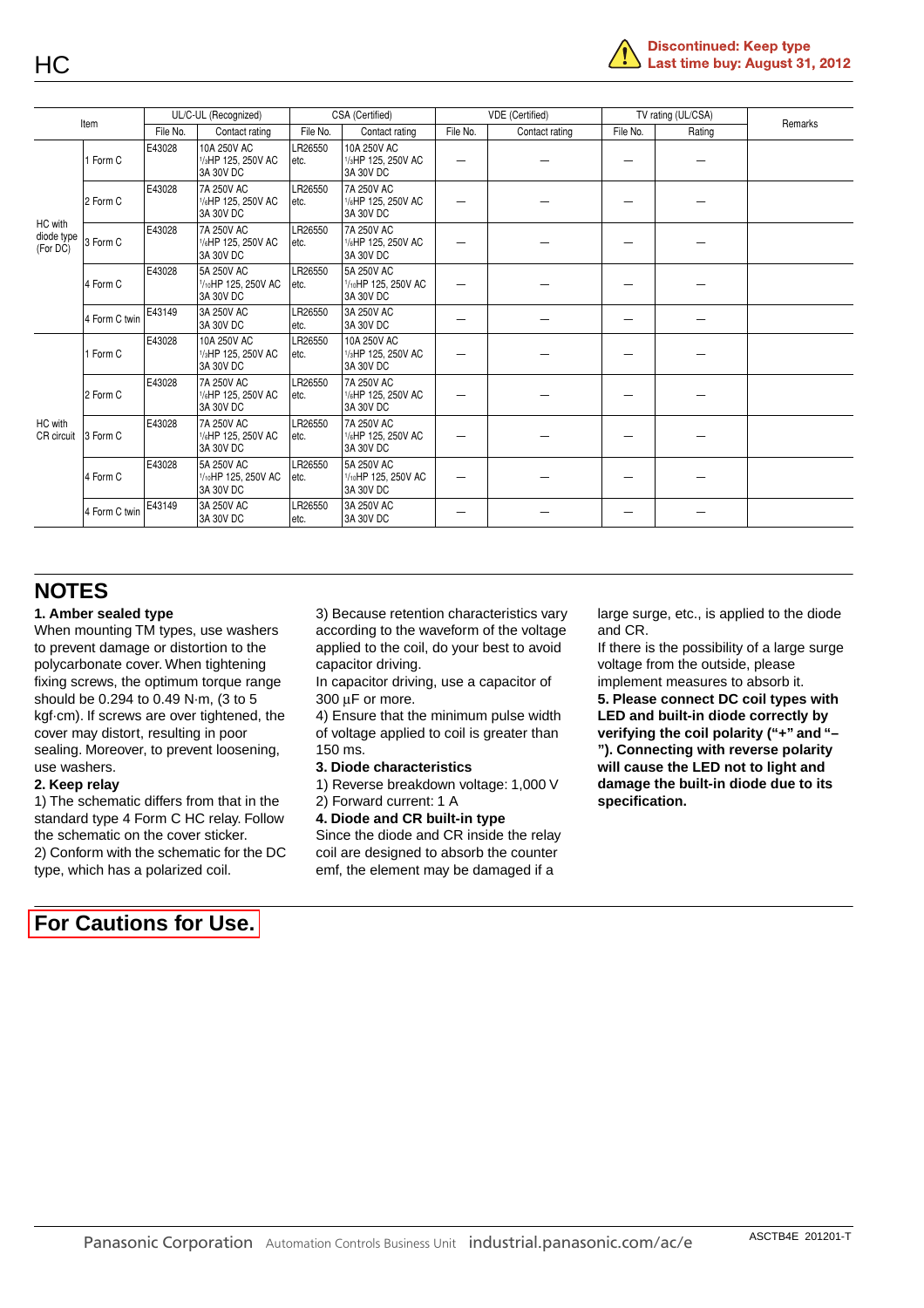Discontinued: Keep type
Last time buy: August 31, 2012

| Item | | UL/C-UL (Recognized) | | CSA (Certified) | | VDE (Certified) | | TV rating (UL/CSA) | | Remarks |
|---|---|---|---|---|---|---|---|---|---|---|
| | | File No. | Contact rating | File No. | Contact rating | File No. | Contact rating | File No. | Rating | |
| HC with diode type (For DC) | 1 Form C | E43028 | 10A 250V AC 1/3HP 125, 250V AC 3A 30V DC | LR26550 etc. | 10A 250V AC 1/3HP 125, 250V AC 3A 30V DC | — | — | — | — | |
| | 2 Form C | E43028 | 7A 250V AC 1/6HP 125, 250V AC 3A 30V DC | LR26550 etc. | 7A 250V AC 1/6HP 125, 250V AC 3A 30V DC | — | — | — | — | |
| | 3 Form C | E43028 | 7A 250V AC 1/6HP 125, 250V AC 3A 30V DC | LR26550 etc. | 7A 250V AC 1/6HP 125, 250V AC 3A 30V DC | — | — | — | — | |
| | 4 Form C | E43028 | 5A 250V AC 1/10HP 125, 250V AC 3A 30V DC | LR26550 etc. | 5A 250V AC 1/10HP 125, 250V AC 3A 30V DC | — | — | — | — | |
| | 4 Form C twin | E43149 | 3A 250V AC 3A 30V DC | LR26550 etc. | 3A 250V AC 3A 30V DC | — | — | — | — | |
| HC with CR circuit | 1 Form C | E43028 | 10A 250V AC 1/3HP 125, 250V AC 3A 30V DC | LR26550 etc. | 10A 250V AC 1/3HP 125, 250V AC 3A 30V DC | — | — | — | — | |
| | 2 Form C | E43028 | 7A 250V AC 1/6HP 125, 250V AC 3A 30V DC | LR26550 etc. | 7A 250V AC 1/6HP 125, 250V AC 3A 30V DC | — | — | — | — | |
| | 3 Form C | E43028 | 7A 250V AC 1/6HP 125, 250V AC 3A 30V DC | LR26550 etc. | 7A 250V AC 1/6HP 125, 250V AC 3A 30V DC | — | — | — | — | |
| | 4 Form C | E43028 | 5A 250V AC 1/10HP 125, 250V AC 3A 30V DC | LR26550 etc. | 5A 250V AC 1/10HP 125, 250V AC 3A 30V DC | — | — | — | — | |
| | 4 Form C twin | E43149 | 3A 250V AC 3A 30V DC | LR26550 etc. | 3A 250V AC 3A 30V DC | — | — | — | — | |

## NOTES

**1. Amber sealed type**

When mounting TM types, use washers to prevent damage or distortion to the polycarbonate cover. When tightening fixing screws, the optimum torque range should be 0.294 to 0.49 N·m, (3 to 5 kgf·cm). If screws are over tightened, the cover may distort, resulting in poor sealing. Moreover, to prevent loosening, use washers.

**2. Keep relay**

1) The schematic differs from that in the standard type 4 Form C HC relay. Follow the schematic on the cover sticker.

2) Conform with the schematic for the DC type, which has a polarized coil.

3) Because retention characteristics vary according to the waveform of the voltage applied to the coil, do your best to avoid capacitor driving.

In capacitor driving, use a capacitor of 300 µF or more.

4) Ensure that the minimum pulse width of voltage applied to coil is greater than 150 ms.

**3. Diode characteristics**

1) Reverse breakdown voltage: 1,000 V

2) Forward current: 1 A

**4. Diode and CR built-in type**

Since the diode and CR inside the relay coil are designed to absorb the counter emf, the element may be damaged if a large surge, etc., is applied to the diode and CR.

If there is the possibility of a large surge voltage from the outside, please implement measures to absorb it.

**5. Please connect DC coil types with LED and built-in diode correctly by verifying the coil polarity ("+" and "–"). Connecting with reverse polarity will cause the LED not to light and damage the built-in diode due to its specification.**

## For Cautions for Use.